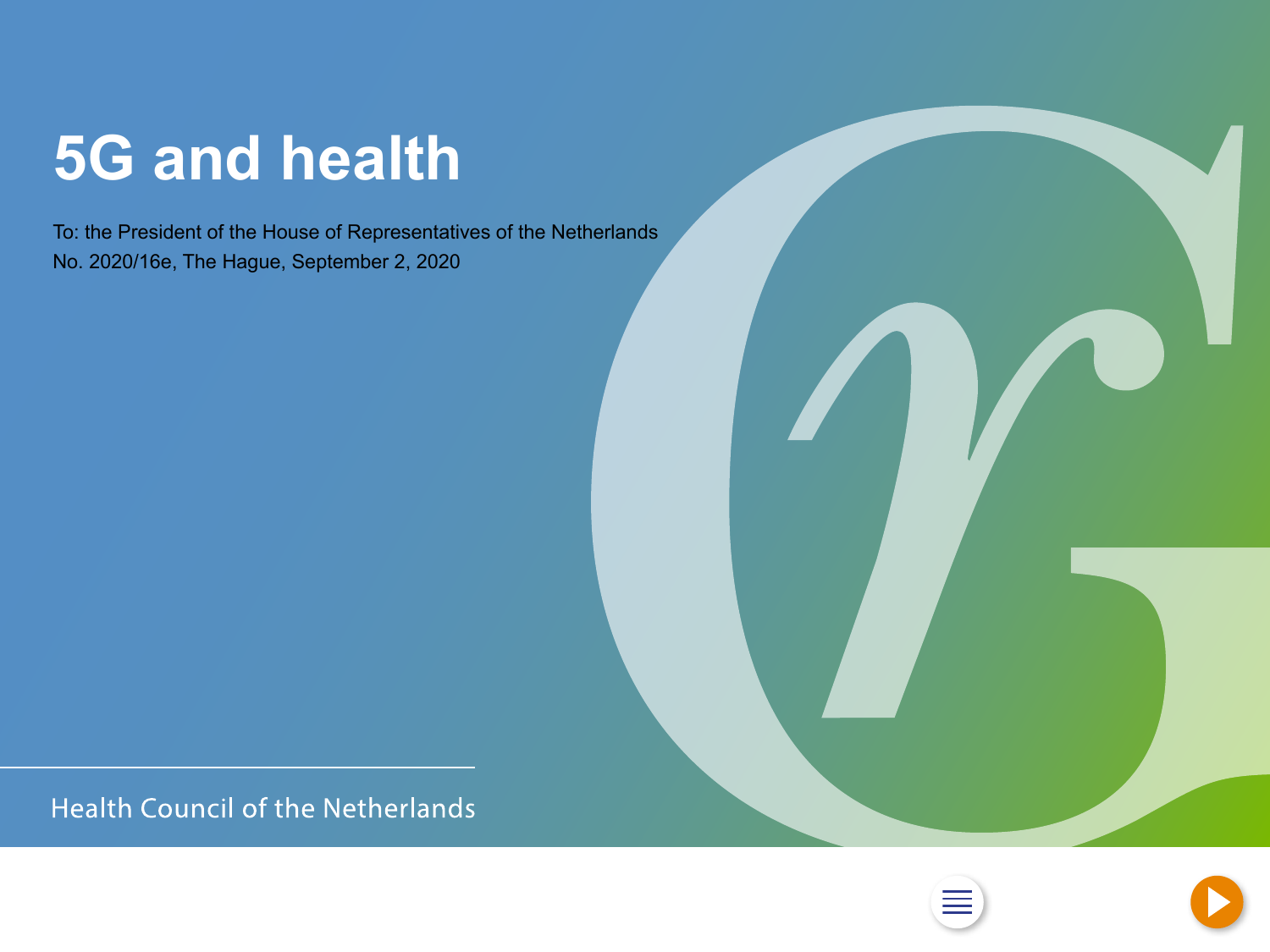# 5G and health

To: the President of the House of Representatives of the Netherlands
No. 2020/16e, The Hague, September 2, 2020

Health Council of the Netherlands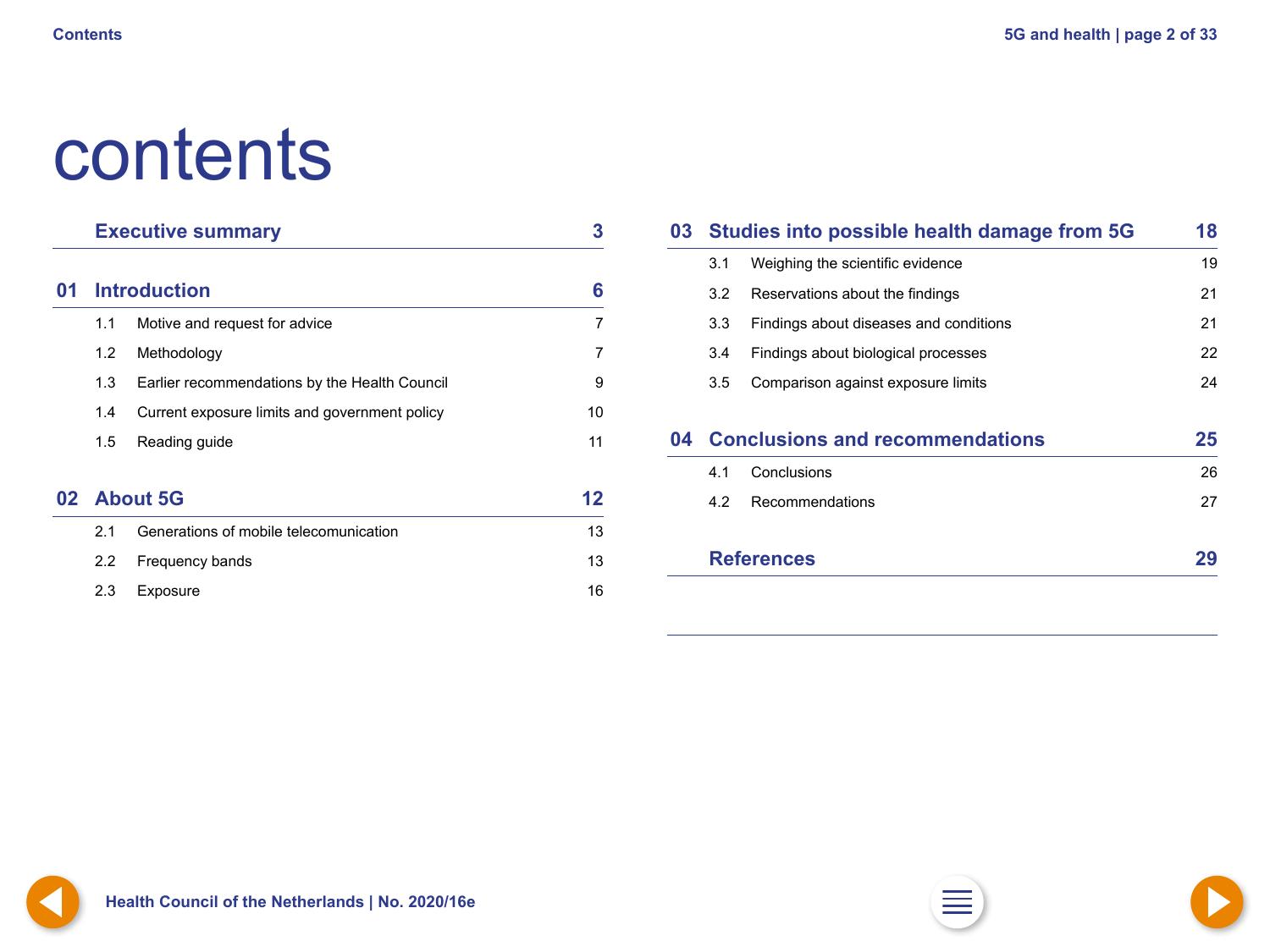# contents

| | | |
|---|---|---|
| | **Executive summary** | **3** |
| **01** | **Introduction** | **6** |
| 1.1 | Motive and request for advice | 7 |
| 1.2 | Methodology | 7 |
| 1.3 | Earlier recommendations by the Health Council | 9 |
| 1.4 | Current exposure limits and government policy | 10 |
| 1.5 | Reading guide | 11 |
| **02** | **About 5G** | **12** |
| 2.1 | Generations of mobile telecomunication | 13 |
| 2.2 | Frequency bands | 13 |
| 2.3 | Exposure | 16 |
| **03** | **Studies into possible health damage from 5G** | **18** |
| 3.1 | Weighing the scientific evidence | 19 |
| 3.2 | Reservations about the findings | 21 |
| 3.3 | Findings about diseases and conditions | 21 |
| 3.4 | Findings about biological processes | 22 |
| 3.5 | Comparison against exposure limits | 24 |
| **04** | **Conclusions and recommendations** | **25** |
| 4.1 | Conclusions | 26 |
| 4.2 | Recommendations | 27 |
| | **References** | **29** |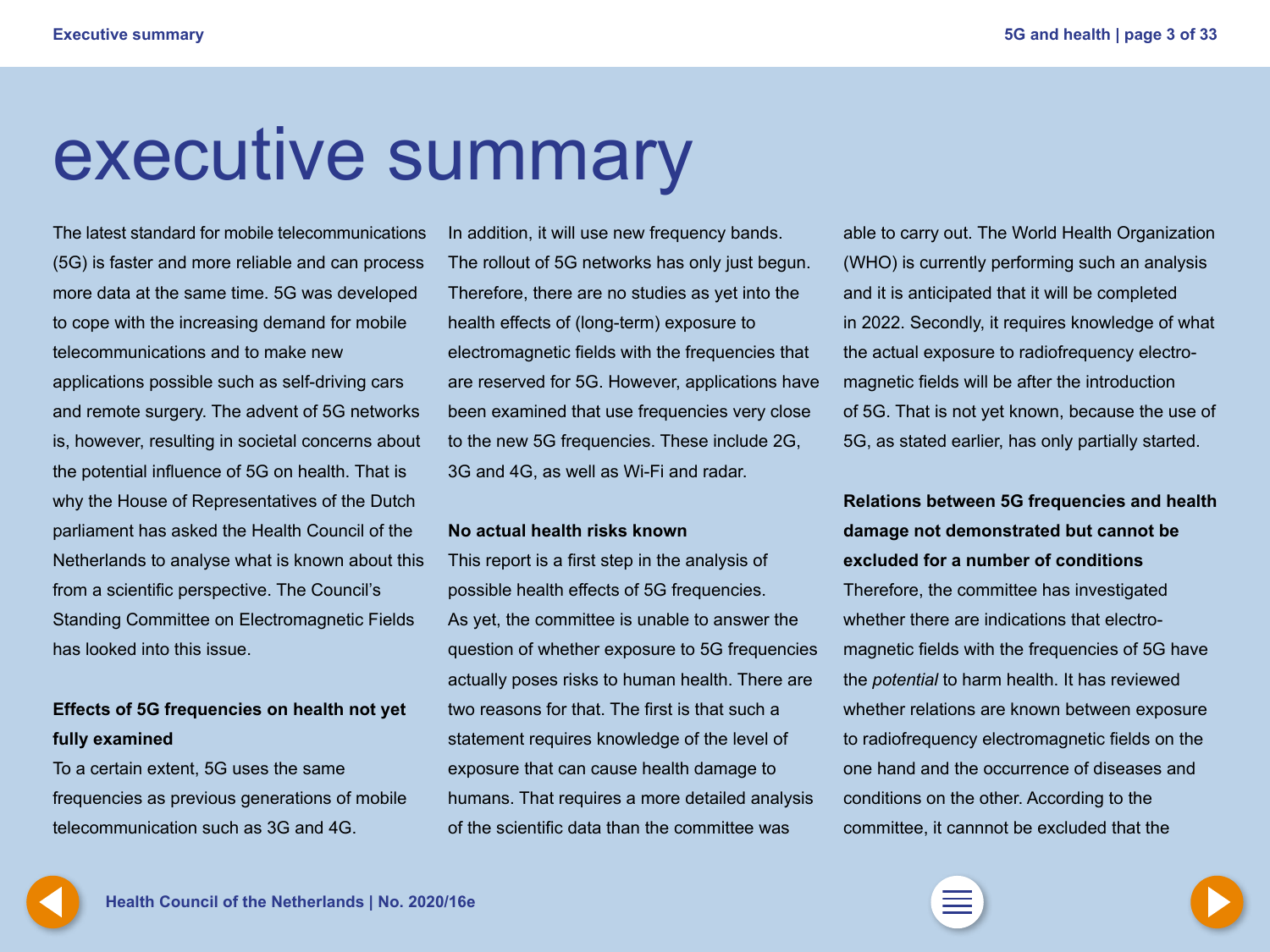# executive summary

The latest standard for mobile telecommunications (5G) is faster and more reliable and can process more data at the same time. 5G was developed to cope with the increasing demand for mobile telecommunications and to make new applications possible such as self-driving cars and remote surgery. The advent of 5G networks is, however, resulting in societal concerns about the potential influence of 5G on health. That is why the House of Representatives of the Dutch parliament has asked the Health Council of the Netherlands to analyse what is known about this from a scientific perspective. The Council's Standing Committee on Electromagnetic Fields has looked into this issue.

**Effects of 5G frequencies on health not yet fully examined**

To a certain extent, 5G uses the same frequencies as previous generations of mobile telecommunication such as 3G and 4G. In addition, it will use new frequency bands. The rollout of 5G networks has only just begun. Therefore, there are no studies as yet into the health effects of (long-term) exposure to electromagnetic fields with the frequencies that are reserved for 5G. However, applications have been examined that use frequencies very close to the new 5G frequencies. These include 2G, 3G and 4G, as well as Wi-Fi and radar.

**No actual health risks known**

This report is a first step in the analysis of possible health effects of 5G frequencies. As yet, the committee is unable to answer the question of whether exposure to 5G frequencies actually poses risks to human health. There are two reasons for that. The first is that such a statement requires knowledge of the level of exposure that can cause health damage to humans. That requires a more detailed analysis of the scientific data than the committee was able to carry out. The World Health Organization (WHO) is currently performing such an analysis and it is anticipated that it will be completed in 2022. Secondly, it requires knowledge of what the actual exposure to radiofrequency electromagnetic fields will be after the introduction of 5G. That is not yet known, because the use of 5G, as stated earlier, has only partially started.

**Relations between 5G frequencies and health damage not demonstrated but cannot be excluded for a number of conditions**

Therefore, the committee has investigated whether there are indications that electromagnetic fields with the frequencies of 5G have the *potential* to harm health. It has reviewed whether relations are known between exposure to radiofrequency electromagnetic fields on the one hand and the occurrence of diseases and conditions on the other. According to the committee, it cannot be excluded that the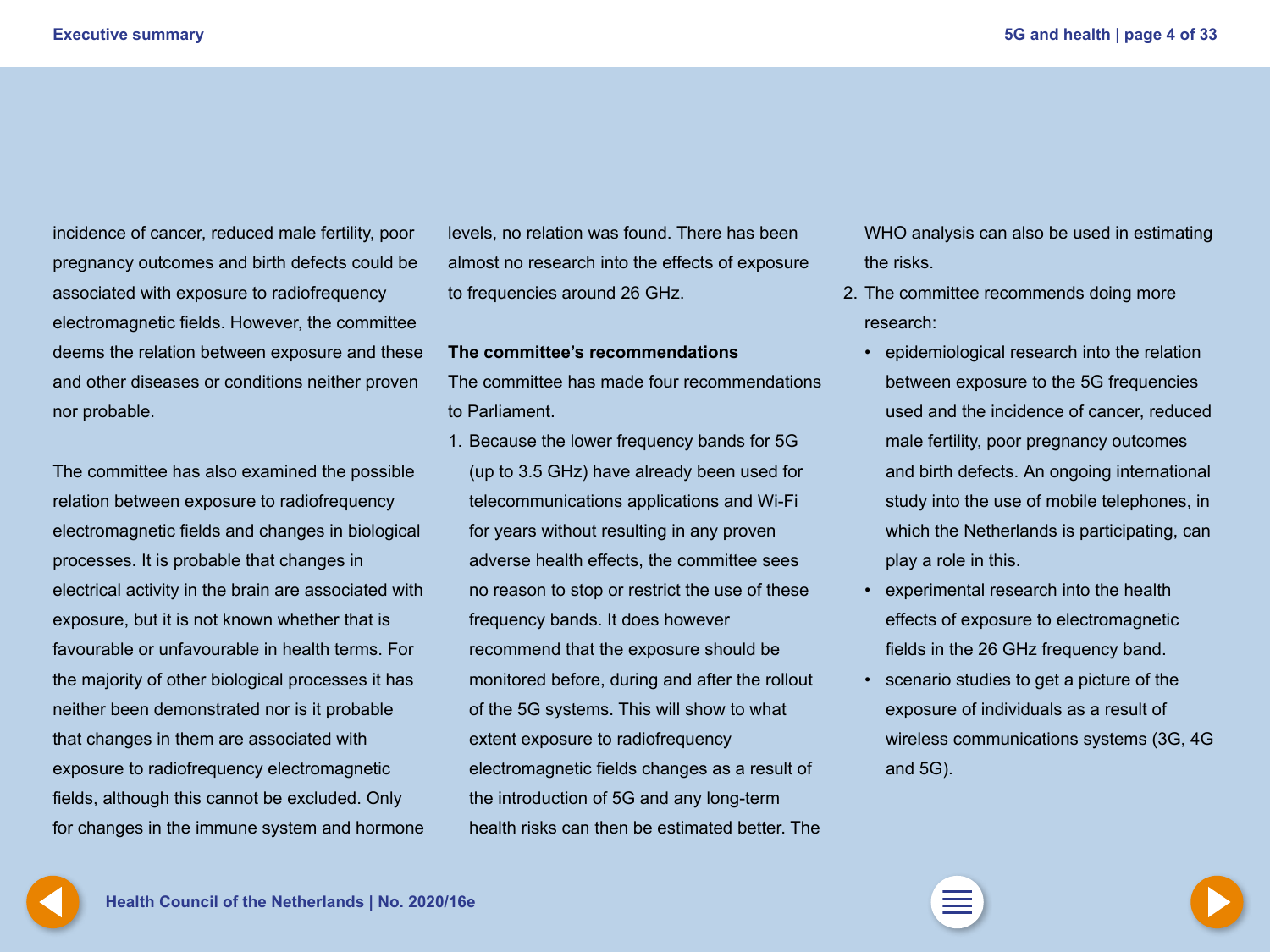incidence of cancer, reduced male fertility, poor pregnancy outcomes and birth defects could be associated with exposure to radiofrequency electromagnetic fields. However, the committee deems the relation between exposure and these and other diseases or conditions neither proven nor probable.

The committee has also examined the possible relation between exposure to radiofrequency electromagnetic fields and changes in biological processes. It is probable that changes in electrical activity in the brain are associated with exposure, but it is not known whether that is favourable or unfavourable in health terms. For the majority of other biological processes it has neither been demonstrated nor is it probable that changes in them are associated with exposure to radiofrequency electromagnetic fields, although this cannot be excluded. Only for changes in the immune system and hormone levels, no relation was found. There has been almost no research into the effects of exposure to frequencies around 26 GHz.

**The committee's recommendations**

The committee has made four recommendations to Parliament.

1. Because the lower frequency bands for 5G (up to 3.5 GHz) have already been used for telecommunications applications and Wi-Fi for years without resulting in any proven adverse health effects, the committee sees no reason to stop or restrict the use of these frequency bands. It does however recommend that the exposure should be monitored before, during and after the rollout of the 5G systems. This will show to what extent exposure to radiofrequency electromagnetic fields changes as a result of the introduction of 5G and any long-term health risks can then be estimated better. The WHO analysis can also be used in estimating the risks.
2. The committee recommends doing more research:
   - epidemiological research into the relation between exposure to the 5G frequencies used and the incidence of cancer, reduced male fertility, poor pregnancy outcomes and birth defects. An ongoing international study into the use of mobile telephones, in which the Netherlands is participating, can play a role in this.
   - experimental research into the health effects of exposure to electromagnetic fields in the 26 GHz frequency band.
   - scenario studies to get a picture of the exposure of individuals as a result of wireless communications systems (3G, 4G and 5G).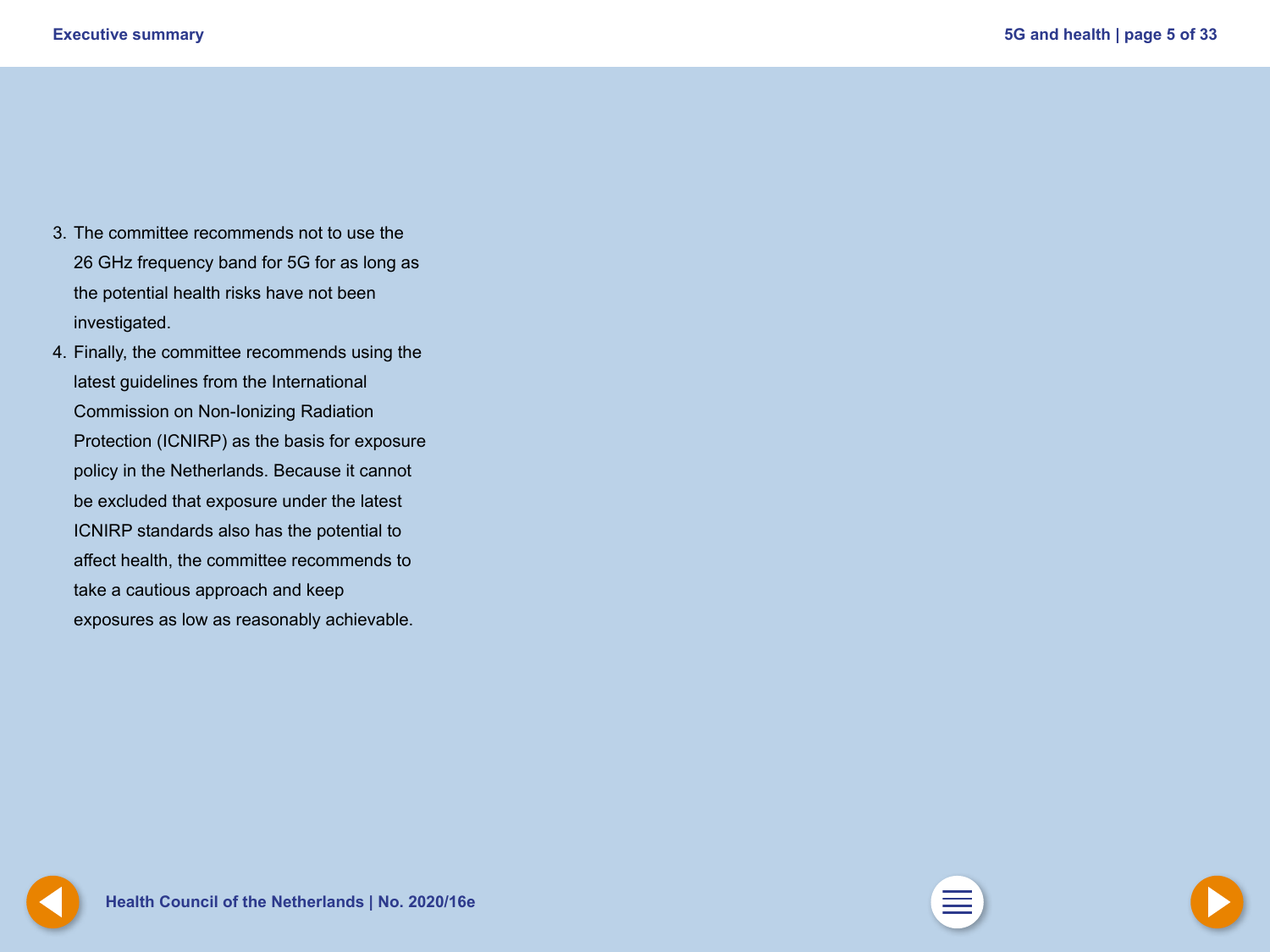3. The committee recommends not to use the 26 GHz frequency band for 5G for as long as the potential health risks have not been investigated.
4. Finally, the committee recommends using the latest guidelines from the International Commission on Non-Ionizing Radiation Protection (ICNIRP) as the basis for exposure policy in the Netherlands. Because it cannot be excluded that exposure under the latest ICNIRP standards also has the potential to affect health, the committee recommends to take a cautious approach and keep exposures as low as reasonably achievable.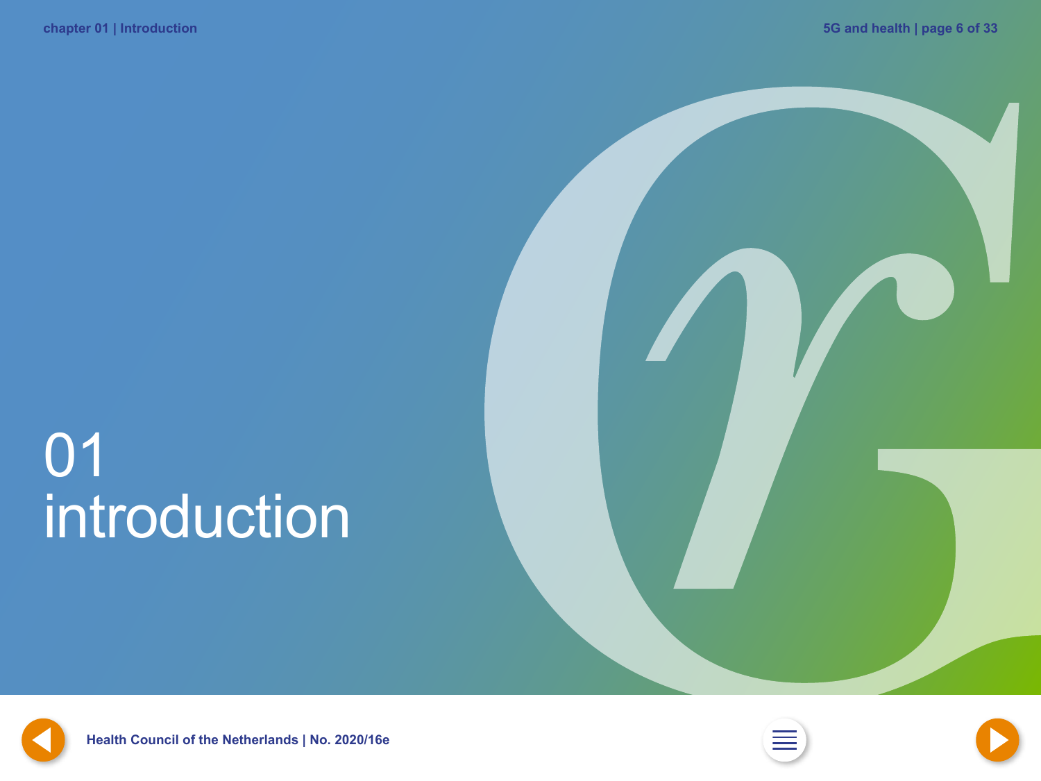# 01 introduction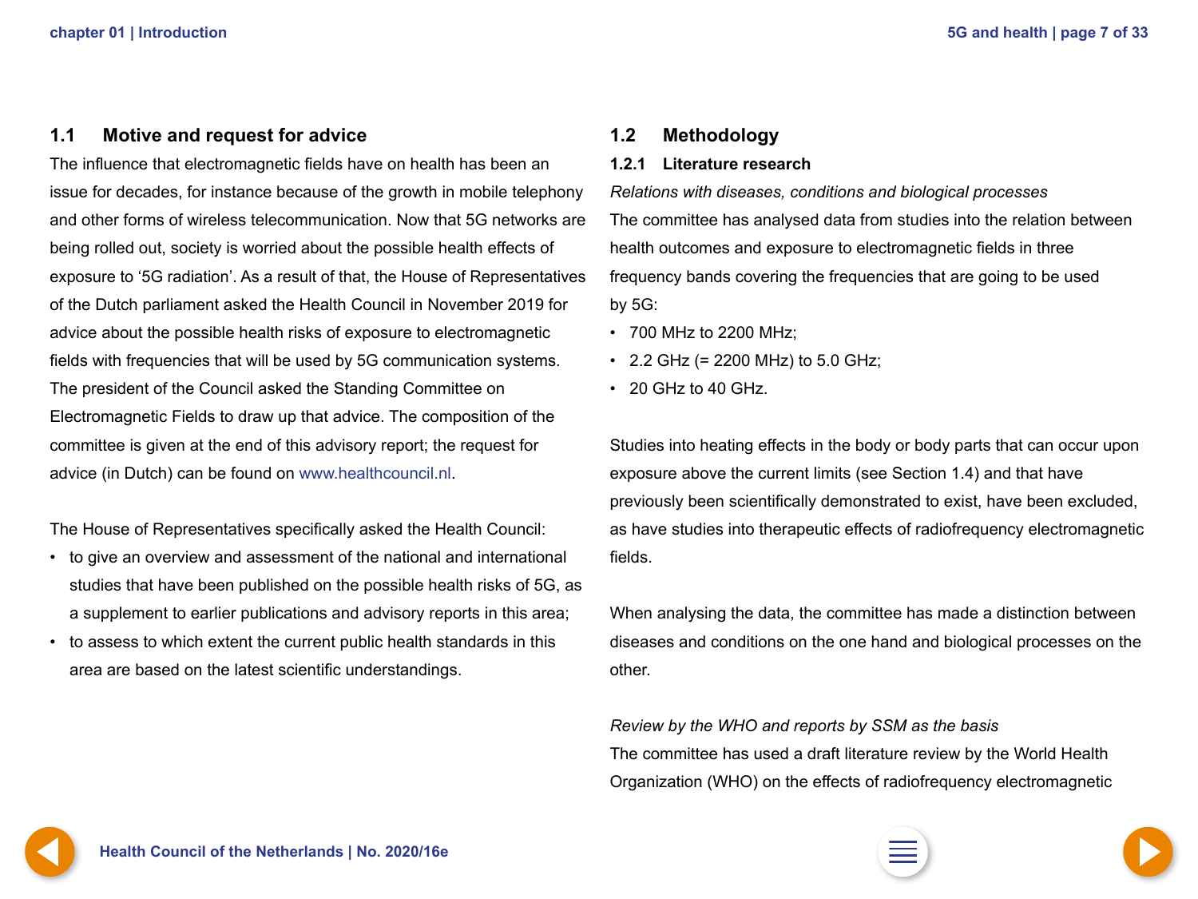## 1.1 Motive and request for advice

The influence that electromagnetic fields have on health has been an issue for decades, for instance because of the growth in mobile telephony and other forms of wireless telecommunication. Now that 5G networks are being rolled out, society is worried about the possible health effects of exposure to '5G radiation'. As a result of that, the House of Representatives of the Dutch parliament asked the Health Council in November 2019 for advice about the possible health risks of exposure to electromagnetic fields with frequencies that will be used by 5G communication systems. The president of the Council asked the Standing Committee on Electromagnetic Fields to draw up that advice. The composition of the committee is given at the end of this advisory report; the request for advice (in Dutch) can be found on www.healthcouncil.nl.

The House of Representatives specifically asked the Health Council:

- to give an overview and assessment of the national and international studies that have been published on the possible health risks of 5G, as a supplement to earlier publications and advisory reports in this area;
- to assess to which extent the current public health standards in this area are based on the latest scientific understandings.

## 1.2 Methodology

### 1.2.1 Literature research

*Relations with diseases, conditions and biological processes*

The committee has analysed data from studies into the relation between health outcomes and exposure to electromagnetic fields in three frequency bands covering the frequencies that are going to be used by 5G:

- 700 MHz to 2200 MHz;
- 2.2 GHz (= 2200 MHz) to 5.0 GHz;
- 20 GHz to 40 GHz.

Studies into heating effects in the body or body parts that can occur upon exposure above the current limits (see Section 1.4) and that have previously been scientifically demonstrated to exist, have been excluded, as have studies into therapeutic effects of radiofrequency electromagnetic fields.

When analysing the data, the committee has made a distinction between diseases and conditions on the one hand and biological processes on the other.

*Review by the WHO and reports by SSM as the basis*

The committee has used a draft literature review by the World Health Organization (WHO) on the effects of radiofrequency electromagnetic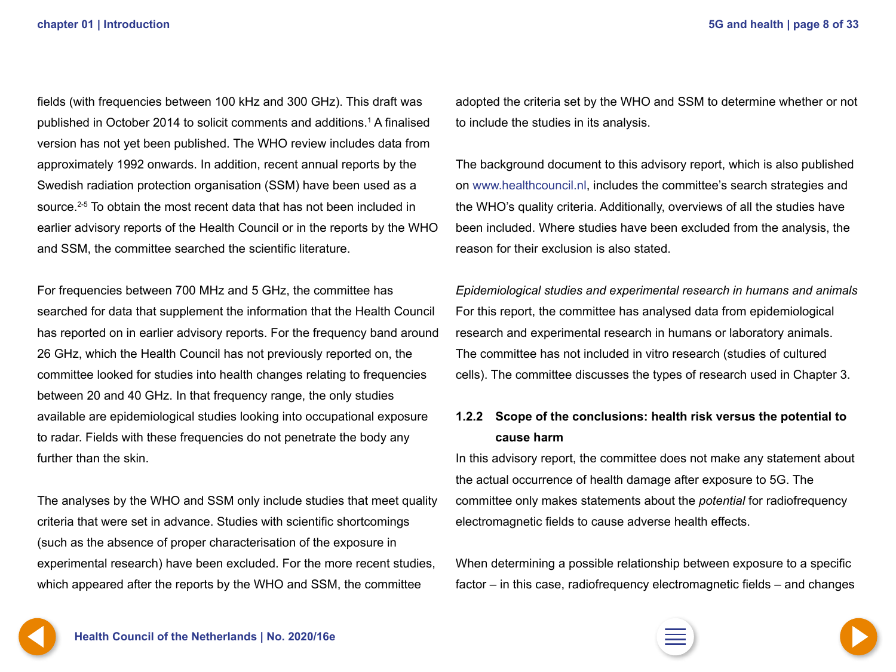fields (with frequencies between 100 kHz and 300 GHz). This draft was published in October 2014 to solicit comments and additions.[1] A finalised version has not yet been published. The WHO review includes data from approximately 1992 onwards. In addition, recent annual reports by the Swedish radiation protection organisation (SSM) have been used as a source.[2-5] To obtain the most recent data that has not been included in earlier advisory reports of the Health Council or in the reports by the WHO and SSM, the committee searched the scientific literature.

For frequencies between 700 MHz and 5 GHz, the committee has searched for data that supplement the information that the Health Council has reported on in earlier advisory reports. For the frequency band around 26 GHz, which the Health Council has not previously reported on, the committee looked for studies into health changes relating to frequencies between 20 and 40 GHz. In that frequency range, the only studies available are epidemiological studies looking into occupational exposure to radar. Fields with these frequencies do not penetrate the body any further than the skin.

The analyses by the WHO and SSM only include studies that meet quality criteria that were set in advance. Studies with scientific shortcomings (such as the absence of proper characterisation of the exposure in experimental research) have been excluded. For the more recent studies, which appeared after the reports by the WHO and SSM, the committee adopted the criteria set by the WHO and SSM to determine whether or not to include the studies in its analysis.

The background document to this advisory report, which is also published on www.healthcouncil.nl, includes the committee's search strategies and the WHO's quality criteria. Additionally, overviews of all the studies have been included. Where studies have been excluded from the analysis, the reason for their exclusion is also stated.

*Epidemiological studies and experimental research in humans and animals*
For this report, the committee has analysed data from epidemiological research and experimental research in humans or laboratory animals. The committee has not included in vitro research (studies of cultured cells). The committee discusses the types of research used in Chapter 3.

### 1.2.2 Scope of the conclusions: health risk versus the potential to cause harm

In this advisory report, the committee does not make any statement about the actual occurrence of health damage after exposure to 5G. The committee only makes statements about the *potential* for radiofrequency electromagnetic fields to cause adverse health effects.

When determining a possible relationship between exposure to a specific factor – in this case, radiofrequency electromagnetic fields – and changes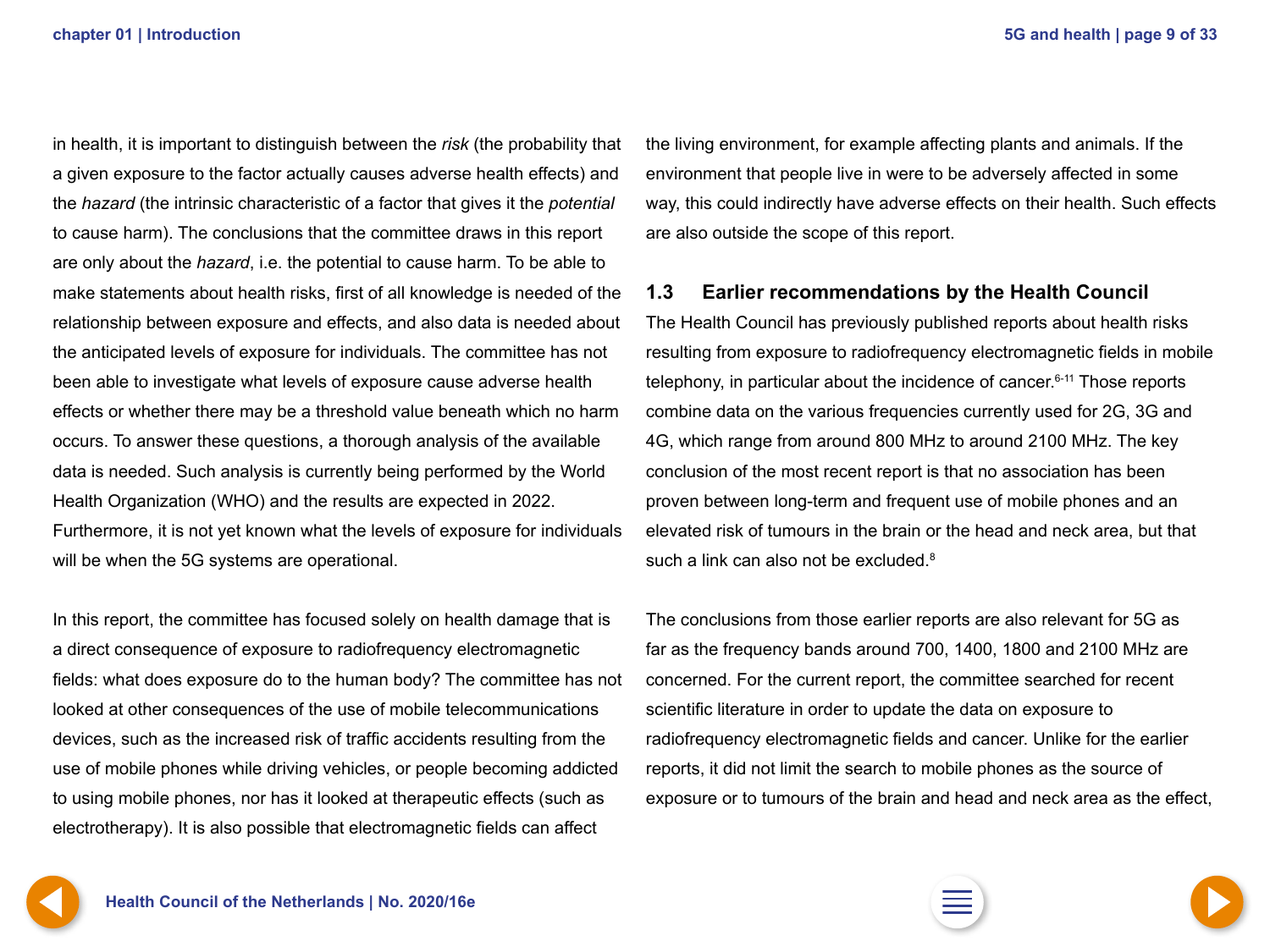in health, it is important to distinguish between the *risk* (the probability that a given exposure to the factor actually causes adverse health effects) and the *hazard* (the intrinsic characteristic of a factor that gives it the *potential* to cause harm). The conclusions that the committee draws in this report are only about the *hazard*, i.e. the potential to cause harm. To be able to make statements about health risks, first of all knowledge is needed of the relationship between exposure and effects, and also data is needed about the anticipated levels of exposure for individuals. The committee has not been able to investigate what levels of exposure cause adverse health effects or whether there may be a threshold value beneath which no harm occurs. To answer these questions, a thorough analysis of the available data is needed. Such analysis is currently being performed by the World Health Organization (WHO) and the results are expected in 2022. Furthermore, it is not yet known what the levels of exposure for individuals will be when the 5G systems are operational.

In this report, the committee has focused solely on health damage that is a direct consequence of exposure to radiofrequency electromagnetic fields: what does exposure do to the human body? The committee has not looked at other consequences of the use of mobile telecommunications devices, such as the increased risk of traffic accidents resulting from the use of mobile phones while driving vehicles, or people becoming addicted to using mobile phones, nor has it looked at therapeutic effects (such as electrotherapy). It is also possible that electromagnetic fields can affect the living environment, for example affecting plants and animals. If the environment that people live in were to be adversely affected in some way, this could indirectly have adverse effects on their health. Such effects are also outside the scope of this report.

## 1.3 Earlier recommendations by the Health Council

The Health Council has previously published reports about health risks resulting from exposure to radiofrequency electromagnetic fields in mobile telephony, in particular about the incidence of cancer.[6-11] Those reports combine data on the various frequencies currently used for 2G, 3G and 4G, which range from around 800 MHz to around 2100 MHz. The key conclusion of the most recent report is that no association has been proven between long-term and frequent use of mobile phones and an elevated risk of tumours in the brain or the head and neck area, but that such a link can also not be excluded.[8]

The conclusions from those earlier reports are also relevant for 5G as far as the frequency bands around 700, 1400, 1800 and 2100 MHz are concerned. For the current report, the committee searched for recent scientific literature in order to update the data on exposure to radiofrequency electromagnetic fields and cancer. Unlike for the earlier reports, it did not limit the search to mobile phones as the source of exposure or to tumours of the brain and head and neck area as the effect,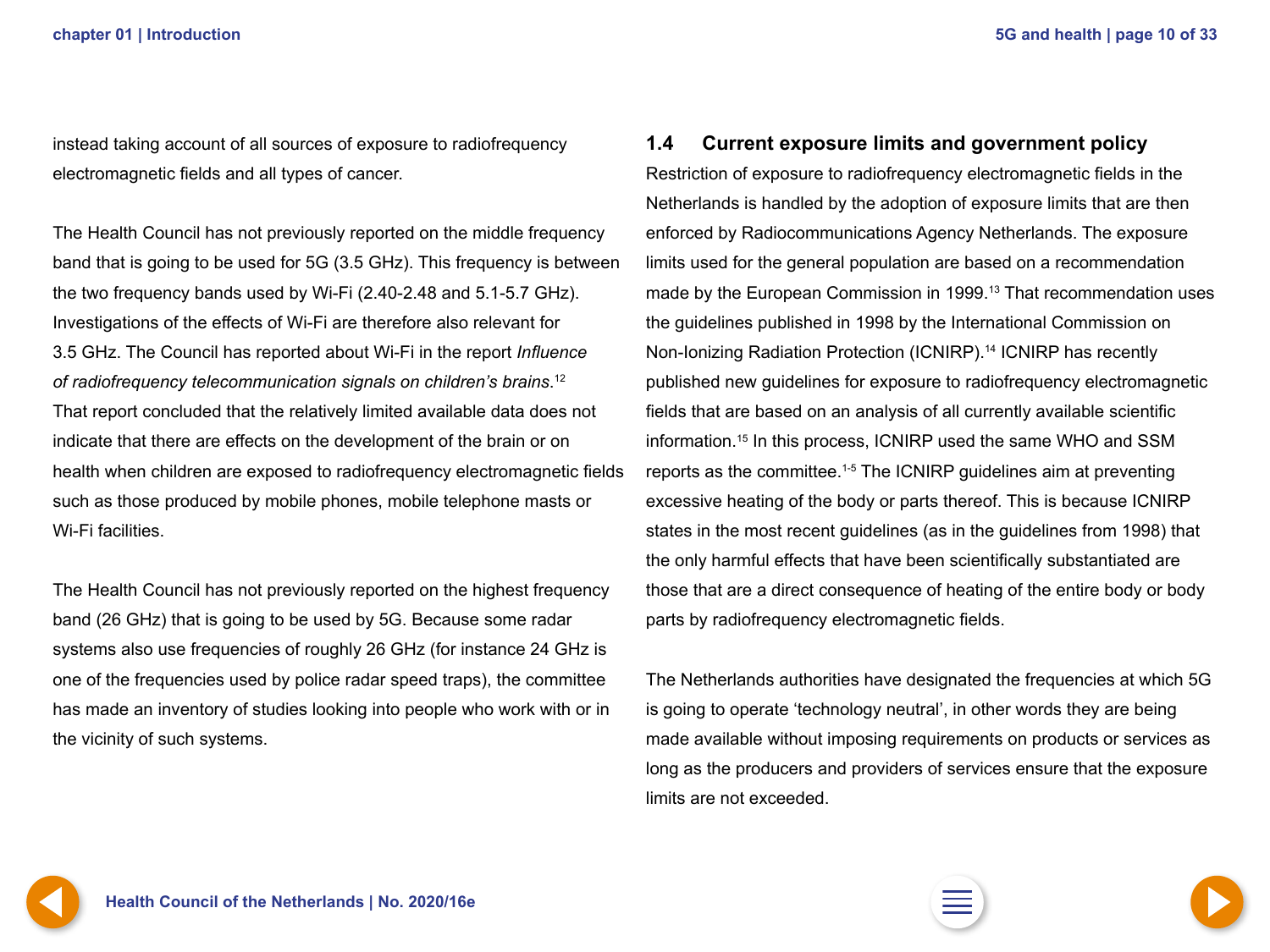instead taking account of all sources of exposure to radiofrequency electromagnetic fields and all types of cancer.

The Health Council has not previously reported on the middle frequency band that is going to be used for 5G (3.5 GHz). This frequency is between the two frequency bands used by Wi-Fi (2.40-2.48 and 5.1-5.7 GHz). Investigations of the effects of Wi-Fi are therefore also relevant for 3.5 GHz. The Council has reported about Wi-Fi in the report *Influence of radiofrequency telecommunication signals on children's brains*.[12] That report concluded that the relatively limited available data does not indicate that there are effects on the development of the brain or on health when children are exposed to radiofrequency electromagnetic fields such as those produced by mobile phones, mobile telephone masts or Wi-Fi facilities.

The Health Council has not previously reported on the highest frequency band (26 GHz) that is going to be used by 5G. Because some radar systems also use frequencies of roughly 26 GHz (for instance 24 GHz is one of the frequencies used by police radar speed traps), the committee has made an inventory of studies looking into people who work with or in the vicinity of such systems.

## 1.4 Current exposure limits and government policy

Restriction of exposure to radiofrequency electromagnetic fields in the Netherlands is handled by the adoption of exposure limits that are then enforced by Radiocommunications Agency Netherlands. The exposure limits used for the general population are based on a recommendation made by the European Commission in 1999.[13] That recommendation uses the guidelines published in 1998 by the International Commission on Non-Ionizing Radiation Protection (ICNIRP).[14] ICNIRP has recently published new guidelines for exposure to radiofrequency electromagnetic fields that are based on an analysis of all currently available scientific information.[15] In this process, ICNIRP used the same WHO and SSM reports as the committee.[1-5] The ICNIRP guidelines aim at preventing excessive heating of the body or parts thereof. This is because ICNIRP states in the most recent guidelines (as in the guidelines from 1998) that the only harmful effects that have been scientifically substantiated are those that are a direct consequence of heating of the entire body or body parts by radiofrequency electromagnetic fields.

The Netherlands authorities have designated the frequencies at which 5G is going to operate 'technology neutral', in other words they are being made available without imposing requirements on products or services as long as the producers and providers of services ensure that the exposure limits are not exceeded.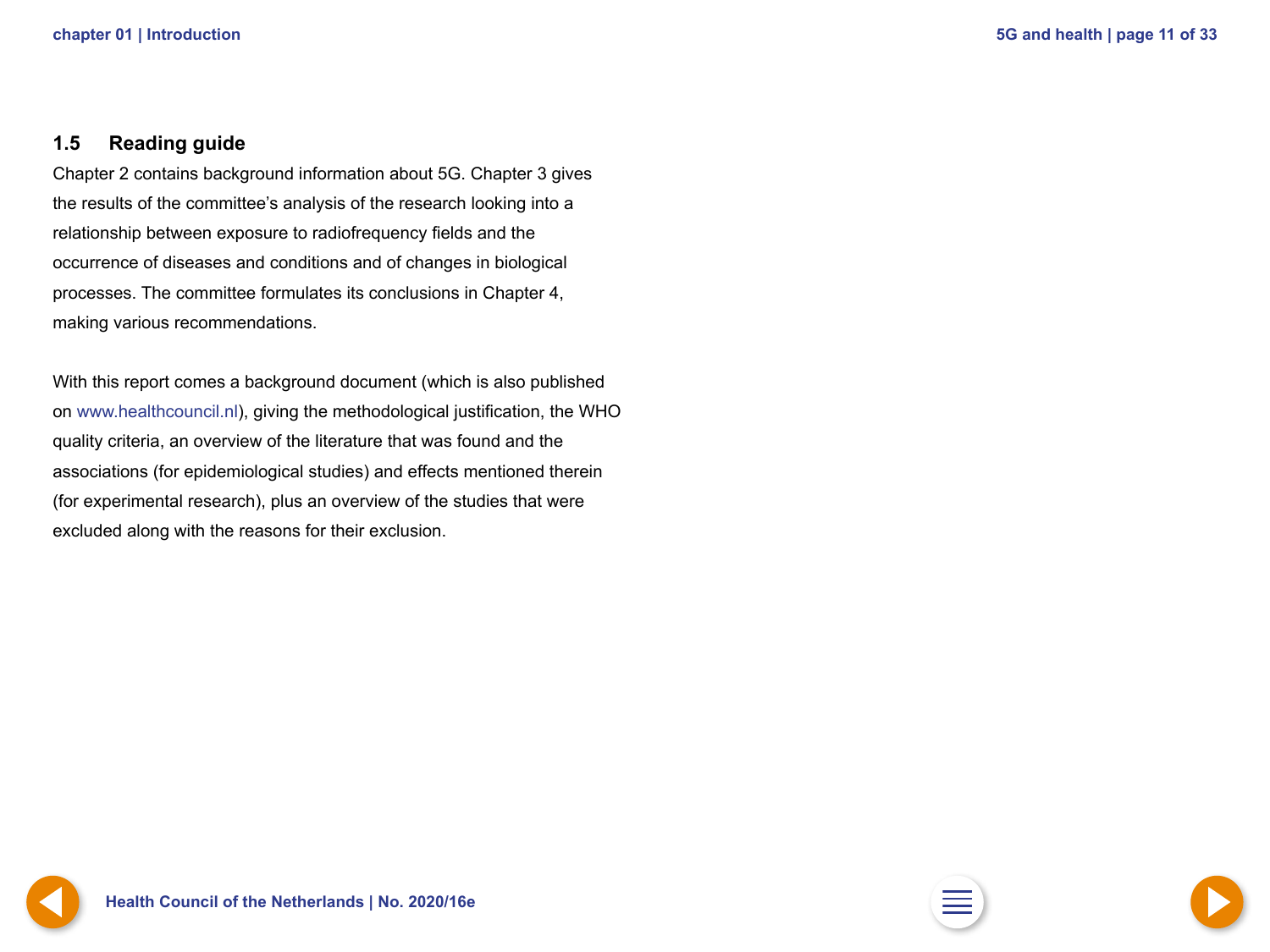## 1.5 Reading guide

Chapter 2 contains background information about 5G. Chapter 3 gives the results of the committee's analysis of the research looking into a relationship between exposure to radiofrequency fields and the occurrence of diseases and conditions and of changes in biological processes. The committee formulates its conclusions in Chapter 4, making various recommendations.

With this report comes a background document (which is also published on www.healthcouncil.nl), giving the methodological justification, the WHO quality criteria, an overview of the literature that was found and the associations (for epidemiological studies) and effects mentioned therein (for experimental research), plus an overview of the studies that were excluded along with the reasons for their exclusion.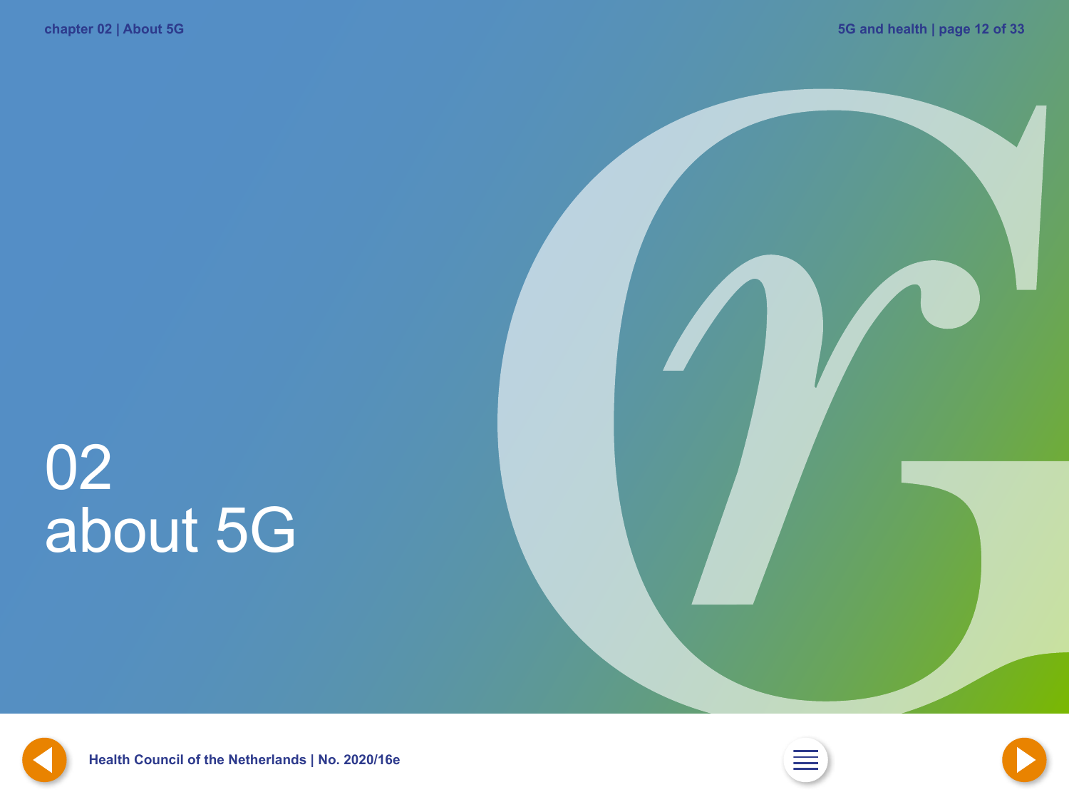# 02 about 5G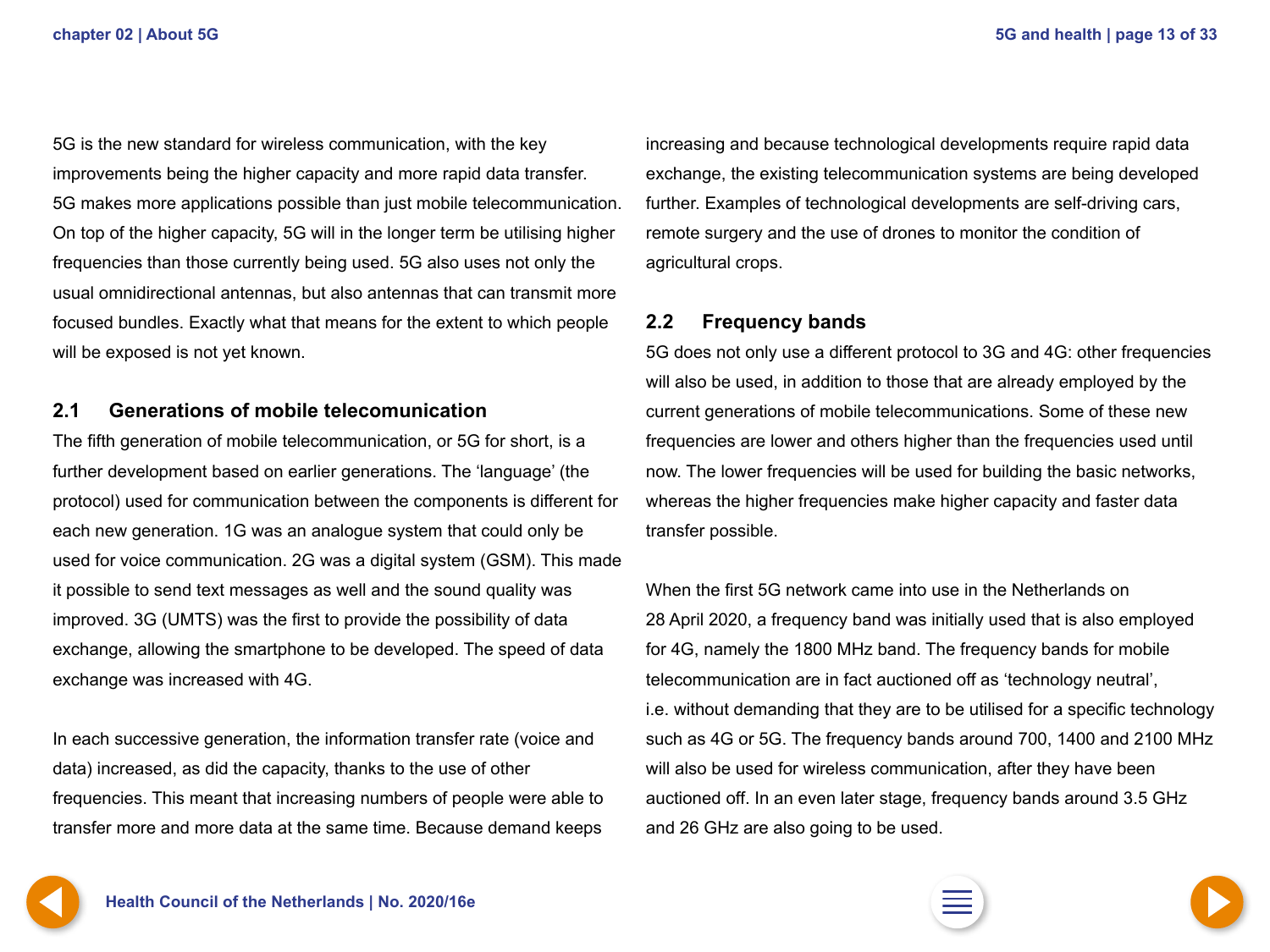5G is the new standard for wireless communication, with the key improvements being the higher capacity and more rapid data transfer. 5G makes more applications possible than just mobile telecommunication. On top of the higher capacity, 5G will in the longer term be utilising higher frequencies than those currently being used. 5G also uses not only the usual omnidirectional antennas, but also antennas that can transmit more focused bundles. Exactly what that means for the extent to which people will be exposed is not yet known.

## 2.1 Generations of mobile telecomunication

The fifth generation of mobile telecommunication, or 5G for short, is a further development based on earlier generations. The 'language' (the protocol) used for communication between the components is different for each new generation. 1G was an analogue system that could only be used for voice communication. 2G was a digital system (GSM). This made it possible to send text messages as well and the sound quality was improved. 3G (UMTS) was the first to provide the possibility of data exchange, allowing the smartphone to be developed. The speed of data exchange was increased with 4G.

In each successive generation, the information transfer rate (voice and data) increased, as did the capacity, thanks to the use of other frequencies. This meant that increasing numbers of people were able to transfer more and more data at the same time. Because demand keeps increasing and because technological developments require rapid data exchange, the existing telecommunication systems are being developed further. Examples of technological developments are self-driving cars, remote surgery and the use of drones to monitor the condition of agricultural crops.

## 2.2 Frequency bands

5G does not only use a different protocol to 3G and 4G: other frequencies will also be used, in addition to those that are already employed by the current generations of mobile telecommunications. Some of these new frequencies are lower and others higher than the frequencies used until now. The lower frequencies will be used for building the basic networks, whereas the higher frequencies make higher capacity and faster data transfer possible.

When the first 5G network came into use in the Netherlands on 28 April 2020, a frequency band was initially used that is also employed for 4G, namely the 1800 MHz band. The frequency bands for mobile telecommunication are in fact auctioned off as 'technology neutral', i.e. without demanding that they are to be utilised for a specific technology such as 4G or 5G. The frequency bands around 700, 1400 and 2100 MHz will also be used for wireless communication, after they have been auctioned off. In an even later stage, frequency bands around 3.5 GHz and 26 GHz are also going to be used.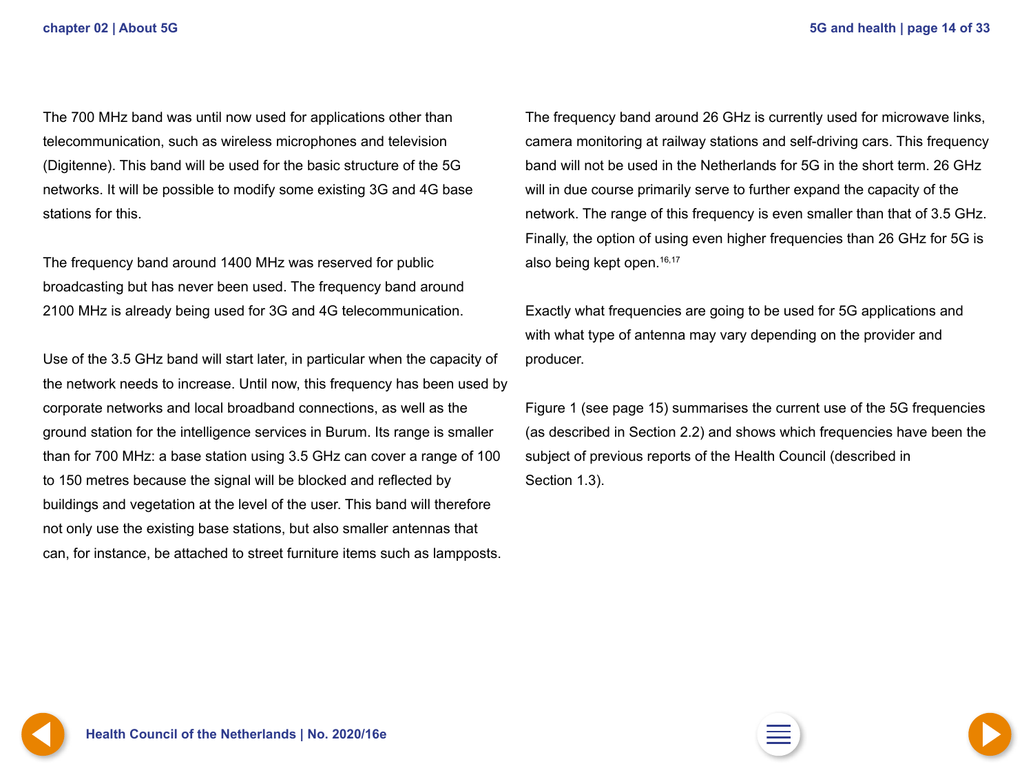The 700 MHz band was until now used for applications other than telecommunication, such as wireless microphones and television (Digitenne). This band will be used for the basic structure of the 5G networks. It will be possible to modify some existing 3G and 4G base stations for this.

The frequency band around 1400 MHz was reserved for public broadcasting but has never been used. The frequency band around 2100 MHz is already being used for 3G and 4G telecommunication.

Use of the 3.5 GHz band will start later, in particular when the capacity of the network needs to increase. Until now, this frequency has been used by corporate networks and local broadband connections, as well as the ground station for the intelligence services in Burum. Its range is smaller than for 700 MHz: a base station using 3.5 GHz can cover a range of 100 to 150 metres because the signal will be blocked and reflected by buildings and vegetation at the level of the user. This band will therefore not only use the existing base stations, but also smaller antennas that can, for instance, be attached to street furniture items such as lampposts.

The frequency band around 26 GHz is currently used for microwave links, camera monitoring at railway stations and self-driving cars. This frequency band will not be used in the Netherlands for 5G in the short term. 26 GHz will in due course primarily serve to further expand the capacity of the network. The range of this frequency is even smaller than that of 3.5 GHz. Finally, the option of using even higher frequencies than 26 GHz for 5G is also being kept open.[16,17]

Exactly what frequencies are going to be used for 5G applications and with what type of antenna may vary depending on the provider and producer.

Figure 1 (see page 15) summarises the current use of the 5G frequencies (as described in Section 2.2) and shows which frequencies have been the subject of previous reports of the Health Council (described in Section 1.3).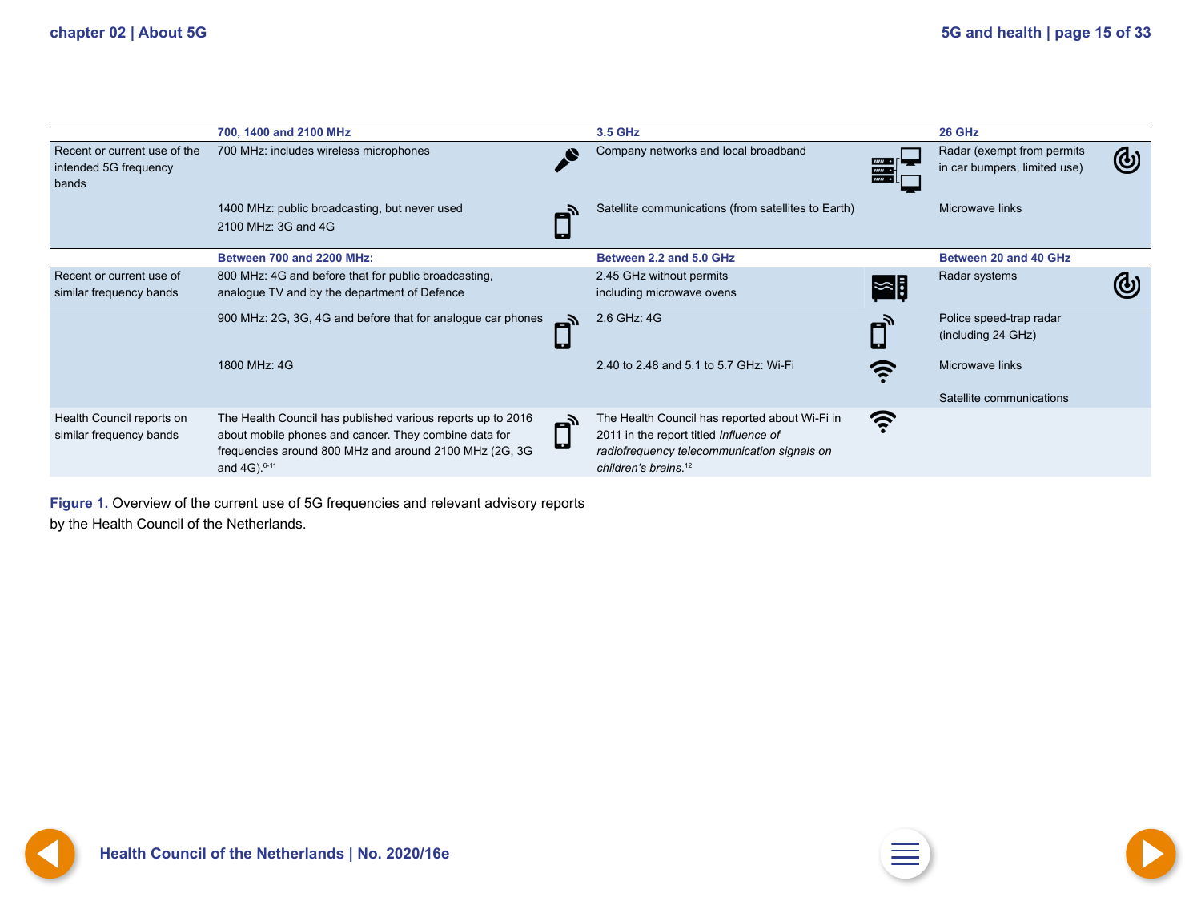|  | 700, 1400 and 2100 MHz | 3.5 GHz | 26 GHz |
|---|---|---|---|
| Recent or current use of the intended 5G frequency bands | 700 MHz: includes wireless microphones | Company networks and local broadband | Radar (exempt from permits in car bumpers, limited use) |
|  | 1400 MHz: public broadcasting, but never used<br>2100 MHz: 3G and 4G | Satellite communications (from satellites to Earth) | Microwave links |
|  | **Between 700 and 2200 MHz:** | **Between 2.2 and 5.0 GHz** | **Between 20 and 40 GHz** |
| Recent or current use of similar frequency bands | 800 MHz: 4G and before that for public broadcasting, analogue TV and by the department of Defence | 2.45 GHz without permits including microwave ovens | Radar systems |
|  | 900 MHz: 2G, 3G, 4G and before that for analogue car phones | 2.6 GHz: 4G | Police speed-trap radar (including 24 GHz) |
|  | 1800 MHz: 4G | 2.40 to 2.48 and 5.1 to 5.7 GHz: Wi-Fi | Microwave links<br><br>Satellite communications |
| Health Council reports on similar frequency bands | The Health Council has published various reports up to 2016 about mobile phones and cancer. They combine data for frequencies around 800 MHz and around 2100 MHz (2G, 3G and 4G).[6-11] | The Health Council has reported about Wi-Fi in 2011 in the report titled *Influence of radiofrequency telecommunication signals on children's brains*.[12] |  |

**Figure 1.** Overview of the current use of 5G frequencies and relevant advisory reports by the Health Council of the Netherlands.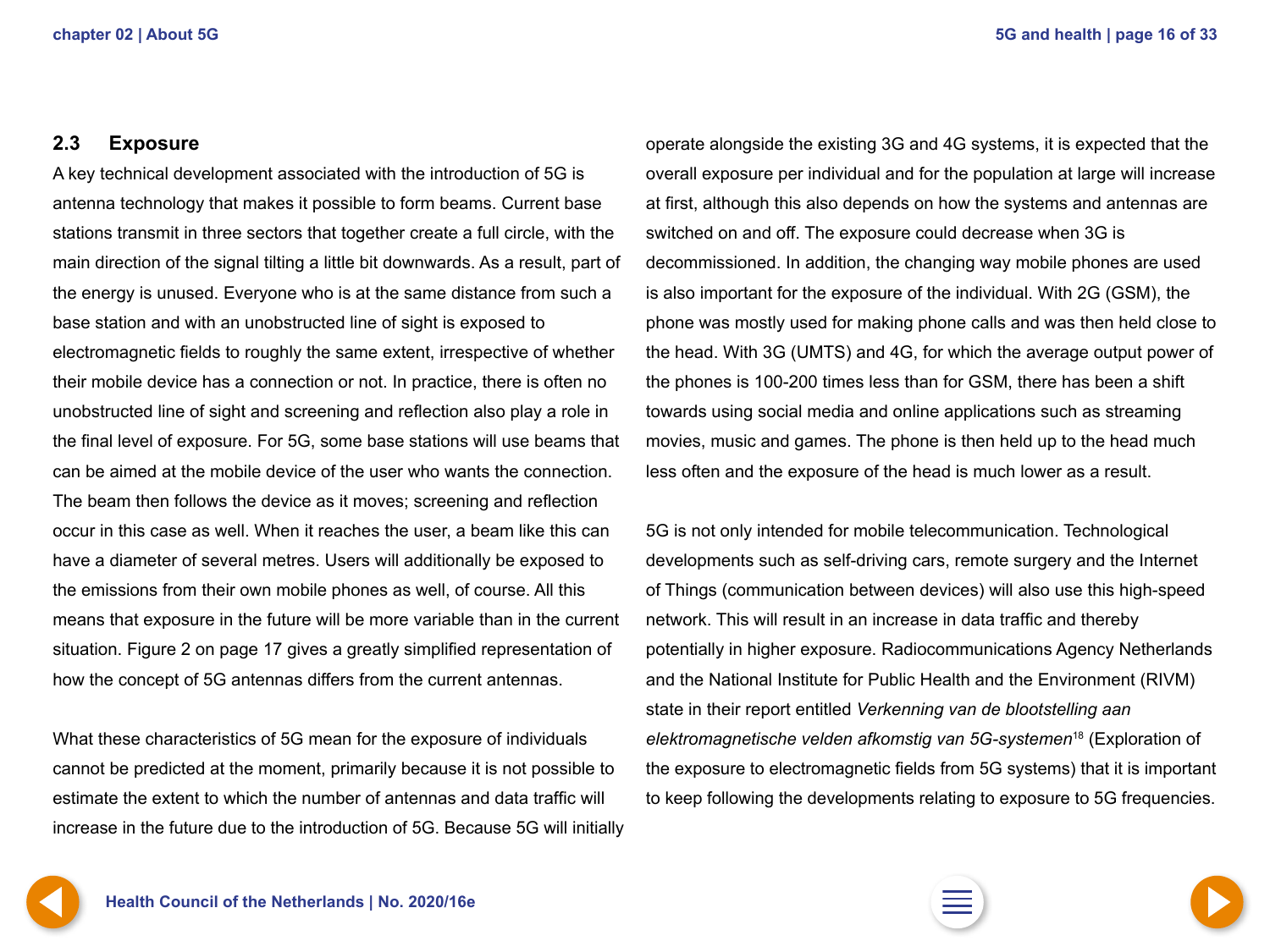## 2.3 Exposure

A key technical development associated with the introduction of 5G is antenna technology that makes it possible to form beams. Current base stations transmit in three sectors that together create a full circle, with the main direction of the signal tilting a little bit downwards. As a result, part of the energy is unused. Everyone who is at the same distance from such a base station and with an unobstructed line of sight is exposed to electromagnetic fields to roughly the same extent, irrespective of whether their mobile device has a connection or not. In practice, there is often no unobstructed line of sight and screening and reflection also play a role in the final level of exposure. For 5G, some base stations will use beams that can be aimed at the mobile device of the user who wants the connection. The beam then follows the device as it moves; screening and reflection occur in this case as well. When it reaches the user, a beam like this can have a diameter of several metres. Users will additionally be exposed to the emissions from their own mobile phones as well, of course. All this means that exposure in the future will be more variable than in the current situation. Figure 2 on page 17 gives a greatly simplified representation of how the concept of 5G antennas differs from the current antennas.

What these characteristics of 5G mean for the exposure of individuals cannot be predicted at the moment, primarily because it is not possible to estimate the extent to which the number of antennas and data traffic will increase in the future due to the introduction of 5G. Because 5G will initially operate alongside the existing 3G and 4G systems, it is expected that the overall exposure per individual and for the population at large will increase at first, although this also depends on how the systems and antennas are switched on and off. The exposure could decrease when 3G is decommissioned. In addition, the changing way mobile phones are used is also important for the exposure of the individual. With 2G (GSM), the phone was mostly used for making phone calls and was then held close to the head. With 3G (UMTS) and 4G, for which the average output power of the phones is 100-200 times less than for GSM, there has been a shift towards using social media and online applications such as streaming movies, music and games. The phone is then held up to the head much less often and the exposure of the head is much lower as a result.

5G is not only intended for mobile telecommunication. Technological developments such as self-driving cars, remote surgery and the Internet of Things (communication between devices) will also use this high-speed network. This will result in an increase in data traffic and thereby potentially in higher exposure. Radiocommunications Agency Netherlands and the National Institute for Public Health and the Environment (RIVM) state in their report entitled *Verkenning van de blootstelling aan elektromagnetische velden afkomstig van 5G-systemen*[18] (Exploration of the exposure to electromagnetic fields from 5G systems) that it is important to keep following the developments relating to exposure to 5G frequencies.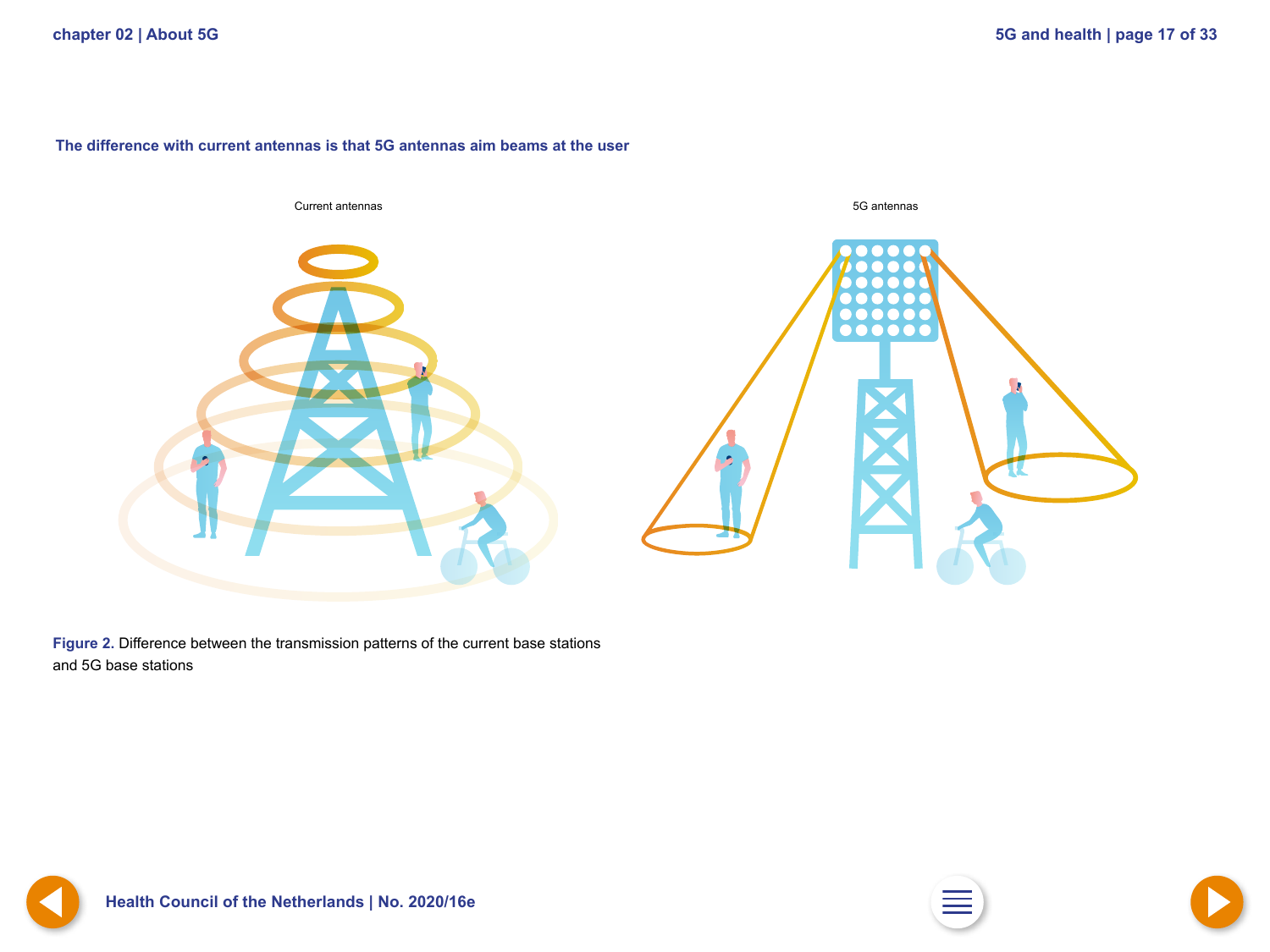**The difference with current antennas is that 5G antennas aim beams at the user**

Current antennas

5G antennas

**Figure 2.** Difference between the transmission patterns of the current base stations and 5G base stations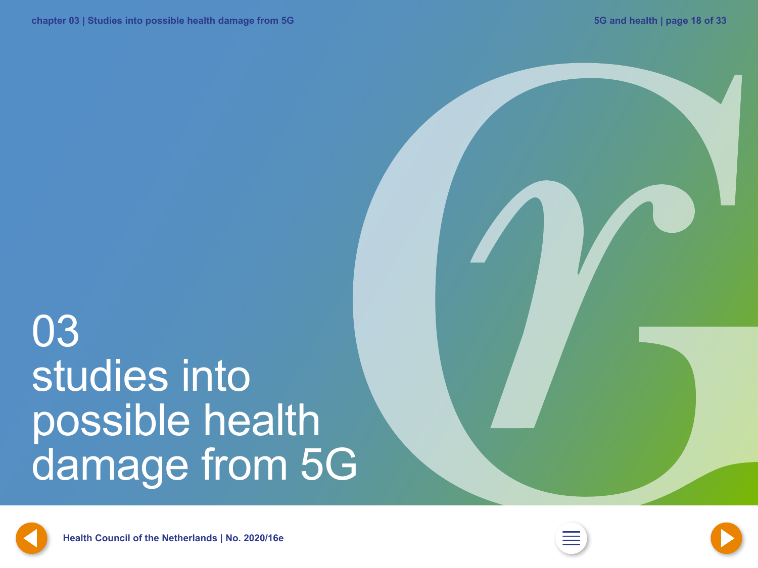# 03 studies into possible health damage from 5G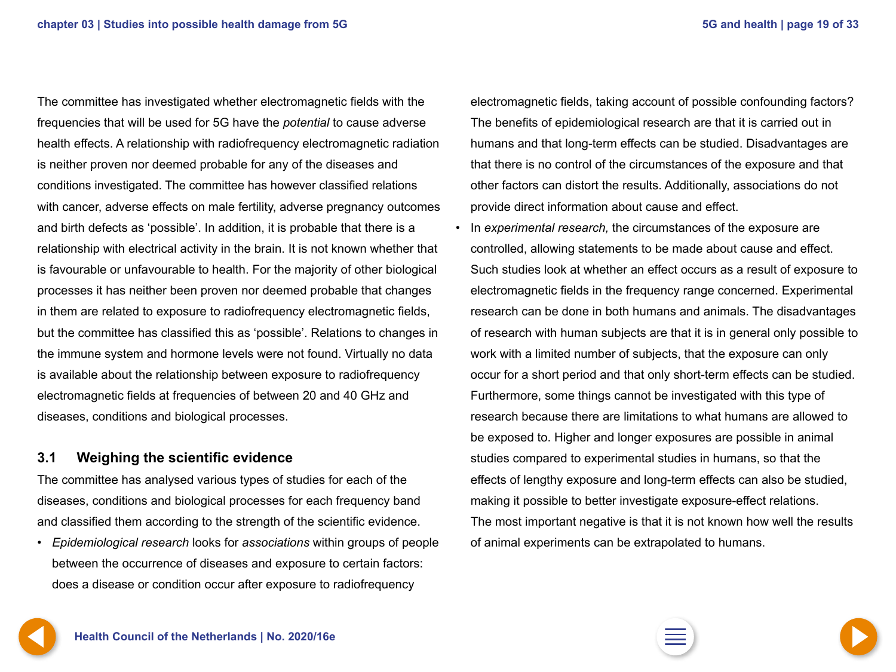The committee has investigated whether electromagnetic fields with the frequencies that will be used for 5G have the *potential* to cause adverse health effects. A relationship with radiofrequency electromagnetic radiation is neither proven nor deemed probable for any of the diseases and conditions investigated. The committee has however classified relations with cancer, adverse effects on male fertility, adverse pregnancy outcomes and birth defects as 'possible'. In addition, it is probable that there is a relationship with electrical activity in the brain. It is not known whether that is favourable or unfavourable to health. For the majority of other biological processes it has neither been proven nor deemed probable that changes in them are related to exposure to radiofrequency electromagnetic fields, but the committee has classified this as 'possible'. Relations to changes in the immune system and hormone levels were not found. Virtually no data is available about the relationship between exposure to radiofrequency electromagnetic fields at frequencies of between 20 and 40 GHz and diseases, conditions and biological processes.

## 3.1 Weighing the scientific evidence

The committee has analysed various types of studies for each of the diseases, conditions and biological processes for each frequency band and classified them according to the strength of the scientific evidence.

- *Epidemiological research* looks for *associations* within groups of people between the occurrence of diseases and exposure to certain factors: does a disease or condition occur after exposure to radiofrequency electromagnetic fields, taking account of possible confounding factors? The benefits of epidemiological research are that it is carried out in humans and that long-term effects can be studied. Disadvantages are that there is no control of the circumstances of the exposure and that other factors can distort the results. Additionally, associations do not provide direct information about cause and effect.
- In *experimental research,* the circumstances of the exposure are controlled, allowing statements to be made about cause and effect. Such studies look at whether an effect occurs as a result of exposure to electromagnetic fields in the frequency range concerned. Experimental research can be done in both humans and animals. The disadvantages of research with human subjects are that it is in general only possible to work with a limited number of subjects, that the exposure can only occur for a short period and that only short-term effects can be studied. Furthermore, some things cannot be investigated with this type of research because there are limitations to what humans are allowed to be exposed to. Higher and longer exposures are possible in animal studies compared to experimental studies in humans, so that the effects of lengthy exposure and long-term effects can also be studied, making it possible to better investigate exposure-effect relations. The most important negative is that it is not known how well the results of animal experiments can be extrapolated to humans.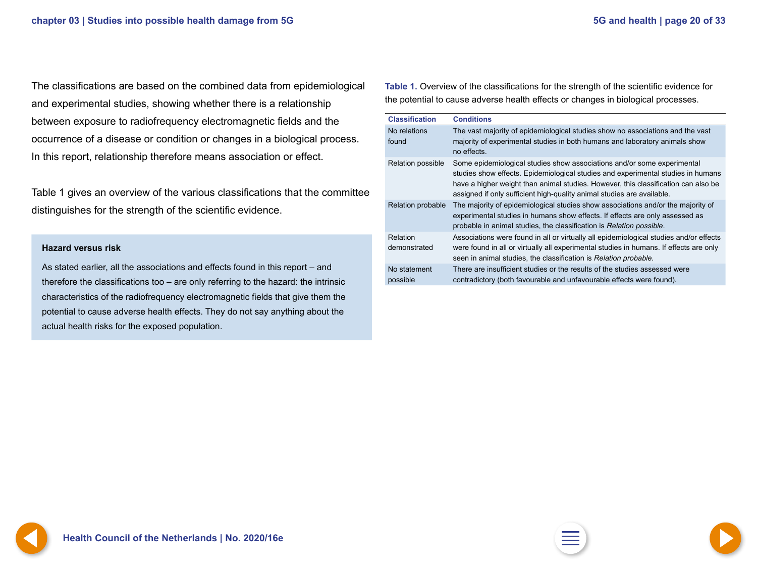The classifications are based on the combined data from epidemiological and experimental studies, showing whether there is a relationship between exposure to radiofrequency electromagnetic fields and the occurrence of a disease or condition or changes in a biological process. In this report, relationship therefore means association or effect.

Table 1 gives an overview of the various classifications that the committee distinguishes for the strength of the scientific evidence.

> **Hazard versus risk**
>
> As stated earlier, all the associations and effects found in this report – and therefore the classifications too – are only referring to the hazard: the intrinsic characteristics of the radiofrequency electromagnetic fields that give them the potential to cause adverse health effects. They do not say anything about the actual health risks for the exposed population.

**Table 1.** Overview of the classifications for the strength of the scientific evidence for the potential to cause adverse health effects or changes in biological processes.

| Classification | Conditions |
|---|---|
| No relations found | The vast majority of epidemiological studies show no associations and the vast majority of experimental studies in both humans and laboratory animals show no effects. |
| Relation possible | Some epidemiological studies show associations and/or some experimental studies show effects. Epidemiological studies and experimental studies in humans have a higher weight than animal studies. However, this classification can also be assigned if only sufficient high-quality animal studies are available. |
| Relation probable | The majority of epidemiological studies show associations and/or the majority of experimental studies in humans show effects. If effects are only assessed as probable in animal studies, the classification is *Relation possible*. |
| Relation demonstrated | Associations were found in all or virtually all epidemiological studies and/or effects were found in all or virtually all experimental studies in humans. If effects are only seen in animal studies, the classification is *Relation probable*. |
| No statement possible | There are insufficient studies or the results of the studies assessed were contradictory (both favourable and unfavourable effects were found). |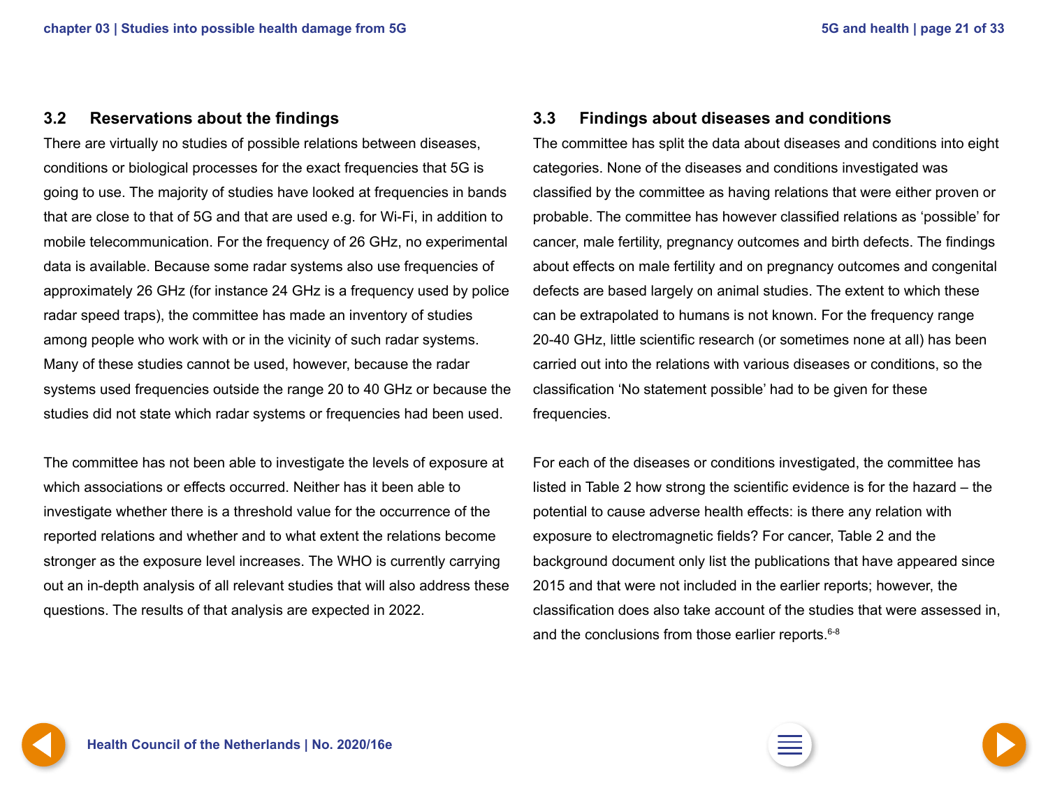## 3.2 Reservations about the findings

There are virtually no studies of possible relations between diseases, conditions or biological processes for the exact frequencies that 5G is going to use. The majority of studies have looked at frequencies in bands that are close to that of 5G and that are used e.g. for Wi-Fi, in addition to mobile telecommunication. For the frequency of 26 GHz, no experimental data is available. Because some radar systems also use frequencies of approximately 26 GHz (for instance 24 GHz is a frequency used by police radar speed traps), the committee has made an inventory of studies among people who work with or in the vicinity of such radar systems. Many of these studies cannot be used, however, because the radar systems used frequencies outside the range 20 to 40 GHz or because the studies did not state which radar systems or frequencies had been used.

The committee has not been able to investigate the levels of exposure at which associations or effects occurred. Neither has it been able to investigate whether there is a threshold value for the occurrence of the reported relations and whether and to what extent the relations become stronger as the exposure level increases. The WHO is currently carrying out an in-depth analysis of all relevant studies that will also address these questions. The results of that analysis are expected in 2022.

## 3.3 Findings about diseases and conditions

The committee has split the data about diseases and conditions into eight categories. None of the diseases and conditions investigated was classified by the committee as having relations that were either proven or probable. The committee has however classified relations as 'possible' for cancer, male fertility, pregnancy outcomes and birth defects. The findings about effects on male fertility and on pregnancy outcomes and congenital defects are based largely on animal studies. The extent to which these can be extrapolated to humans is not known. For the frequency range 20-40 GHz, little scientific research (or sometimes none at all) has been carried out into the relations with various diseases or conditions, so the classification 'No statement possible' had to be given for these frequencies.

For each of the diseases or conditions investigated, the committee has listed in Table 2 how strong the scientific evidence is for the hazard – the potential to cause adverse health effects: is there any relation with exposure to electromagnetic fields? For cancer, Table 2 and the background document only list the publications that have appeared since 2015 and that were not included in the earlier reports; however, the classification does also take account of the studies that were assessed in, and the conclusions from those earlier reports.[6-8]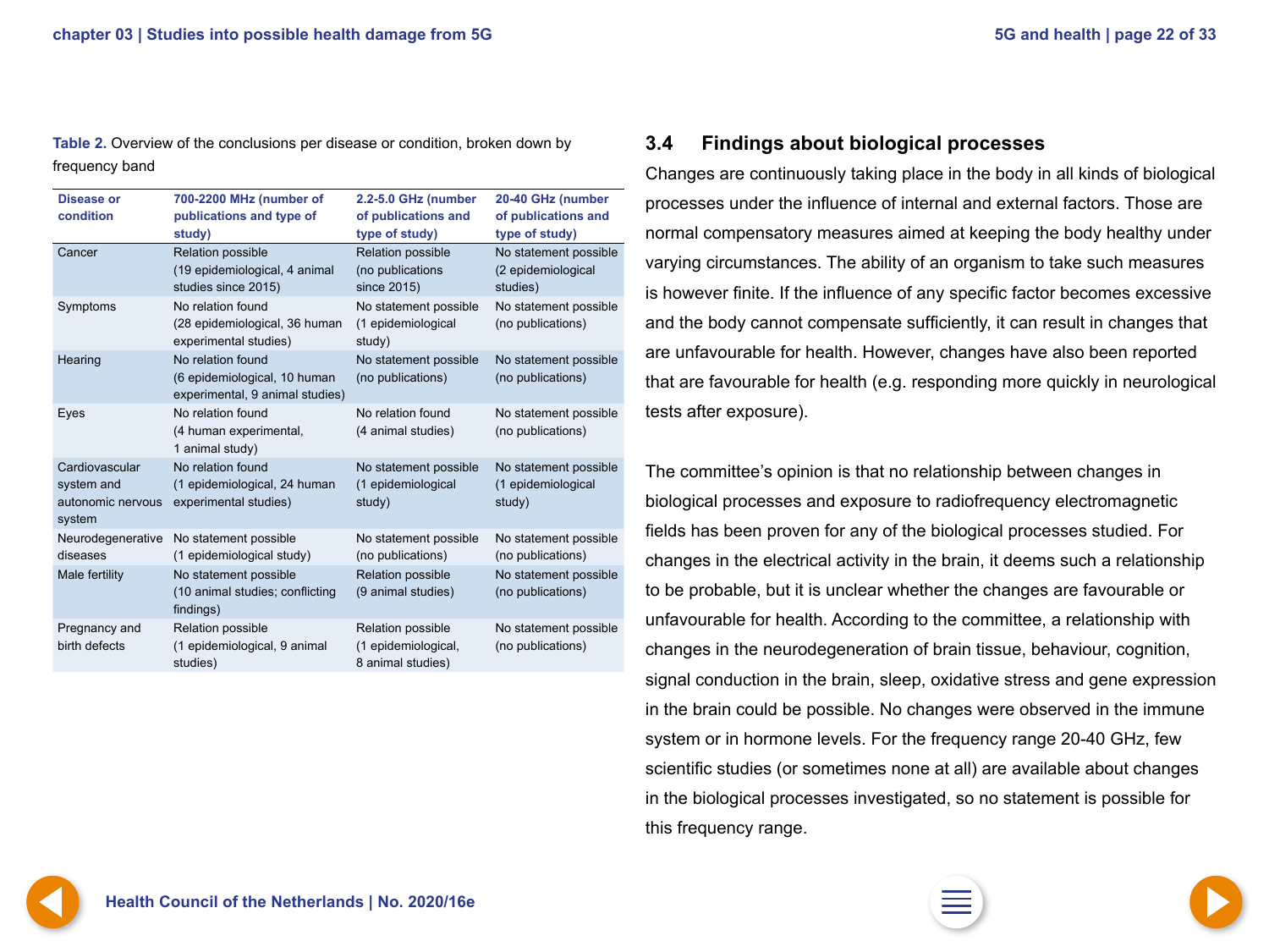**Table 2.** Overview of the conclusions per disease or condition, broken down by frequency band

| Disease or condition | 700-2200 MHz (number of publications and type of study) | 2.2-5.0 GHz (number of publications and type of study) | 20-40 GHz (number of publications and type of study) |
|---|---|---|---|
| Cancer | Relation possible (19 epidemiological, 4 animal studies since 2015) | Relation possible (no publications since 2015) | No statement possible (2 epidemiological studies) |
| Symptoms | No relation found (28 epidemiological, 36 human experimental studies) | No statement possible (1 epidemiological study) | No statement possible (no publications) |
| Hearing | No relation found (6 epidemiological, 10 human experimental, 9 animal studies) | No statement possible (no publications) | No statement possible (no publications) |
| Eyes | No relation found (4 human experimental, 1 animal study) | No relation found (4 animal studies) | No statement possible (no publications) |
| Cardiovascular system and autonomic nervous system | No relation found (1 epidemiological, 24 human experimental studies) | No statement possible (1 epidemiological study) | No statement possible (1 epidemiological study) |
| Neurodegenerative diseases | No statement possible (1 epidemiological study) | No statement possible (no publications) | No statement possible (no publications) |
| Male fertility | No statement possible (10 animal studies; conflicting findings) | Relation possible (9 animal studies) | No statement possible (no publications) |
| Pregnancy and birth defects | Relation possible (1 epidemiological, 9 animal studies) | Relation possible (1 epidemiological, 8 animal studies) | No statement possible (no publications) |

## 3.4 Findings about biological processes

Changes are continuously taking place in the body in all kinds of biological processes under the influence of internal and external factors. Those are normal compensatory measures aimed at keeping the body healthy under varying circumstances. The ability of an organism to take such measures is however finite. If the influence of any specific factor becomes excessive and the body cannot compensate sufficiently, it can result in changes that are unfavourable for health. However, changes have also been reported that are favourable for health (e.g. responding more quickly in neurological tests after exposure).

The committee's opinion is that no relationship between changes in biological processes and exposure to radiofrequency electromagnetic fields has been proven for any of the biological processes studied. For changes in the electrical activity in the brain, it deems such a relationship to be probable, but it is unclear whether the changes are favourable or unfavourable for health. According to the committee, a relationship with changes in the neurodegeneration of brain tissue, behaviour, cognition, signal conduction in the brain, sleep, oxidative stress and gene expression in the brain could be possible. No changes were observed in the immune system or in hormone levels. For the frequency range 20-40 GHz, few scientific studies (or sometimes none at all) are available about changes in the biological processes investigated, so no statement is possible for this frequency range.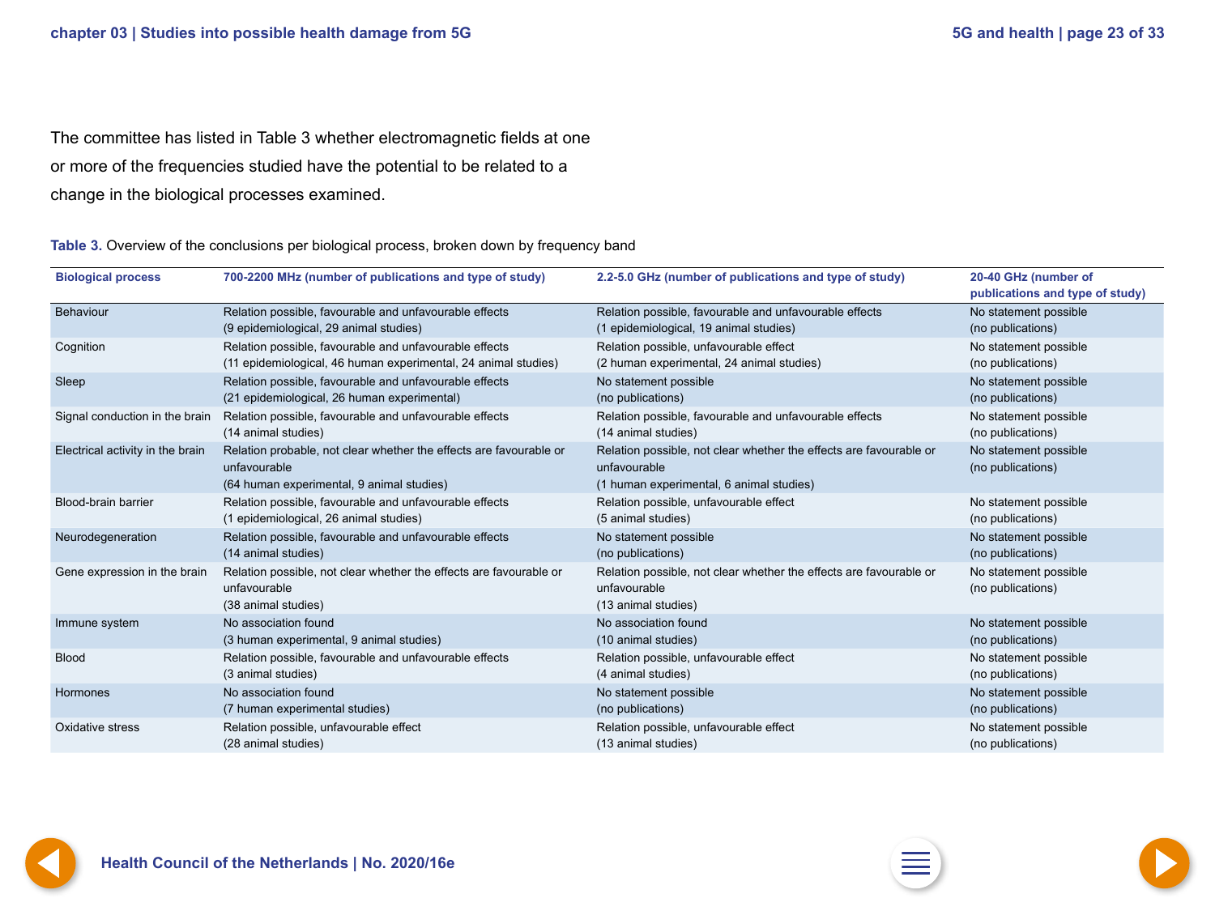The committee has listed in Table 3 whether electromagnetic fields at one or more of the frequencies studied have the potential to be related to a change in the biological processes examined.

**Table 3.** Overview of the conclusions per biological process, broken down by frequency band

| Biological process | 700-2200 MHz (number of publications and type of study) | 2.2-5.0 GHz (number of publications and type of study) | 20-40 GHz (number of publications and type of study) |
|---|---|---|---|
| Behaviour | Relation possible, favourable and unfavourable effects (9 epidemiological, 29 animal studies) | Relation possible, favourable and unfavourable effects (1 epidemiological, 19 animal studies) | No statement possible (no publications) |
| Cognition | Relation possible, favourable and unfavourable effects (11 epidemiological, 46 human experimental, 24 animal studies) | Relation possible, unfavourable effect (2 human experimental, 24 animal studies) | No statement possible (no publications) |
| Sleep | Relation possible, favourable and unfavourable effects (21 epidemiological, 26 human experimental) | No statement possible (no publications) | No statement possible (no publications) |
| Signal conduction in the brain | Relation possible, favourable and unfavourable effects (14 animal studies) | Relation possible, favourable and unfavourable effects (14 animal studies) | No statement possible (no publications) |
| Electrical activity in the brain | Relation probable, not clear whether the effects are favourable or unfavourable (64 human experimental, 9 animal studies) | Relation possible, not clear whether the effects are favourable or unfavourable (1 human experimental, 6 animal studies) | No statement possible (no publications) |
| Blood-brain barrier | Relation possible, favourable and unfavourable effects (1 epidemiological, 26 animal studies) | Relation possible, unfavourable effect (5 animal studies) | No statement possible (no publications) |
| Neurodegeneration | Relation possible, favourable and unfavourable effects (14 animal studies) | No statement possible (no publications) | No statement possible (no publications) |
| Gene expression in the brain | Relation possible, not clear whether the effects are favourable or unfavourable (38 animal studies) | Relation possible, not clear whether the effects are favourable or unfavourable (13 animal studies) | No statement possible (no publications) |
| Immune system | No association found (3 human experimental, 9 animal studies) | No association found (10 animal studies) | No statement possible (no publications) |
| Blood | Relation possible, favourable and unfavourable effects (3 animal studies) | Relation possible, unfavourable effect (4 animal studies) | No statement possible (no publications) |
| Hormones | No association found (7 human experimental studies) | No statement possible (no publications) | No statement possible (no publications) |
| Oxidative stress | Relation possible, unfavourable effect (28 animal studies) | Relation possible, unfavourable effect (13 animal studies) | No statement possible (no publications) |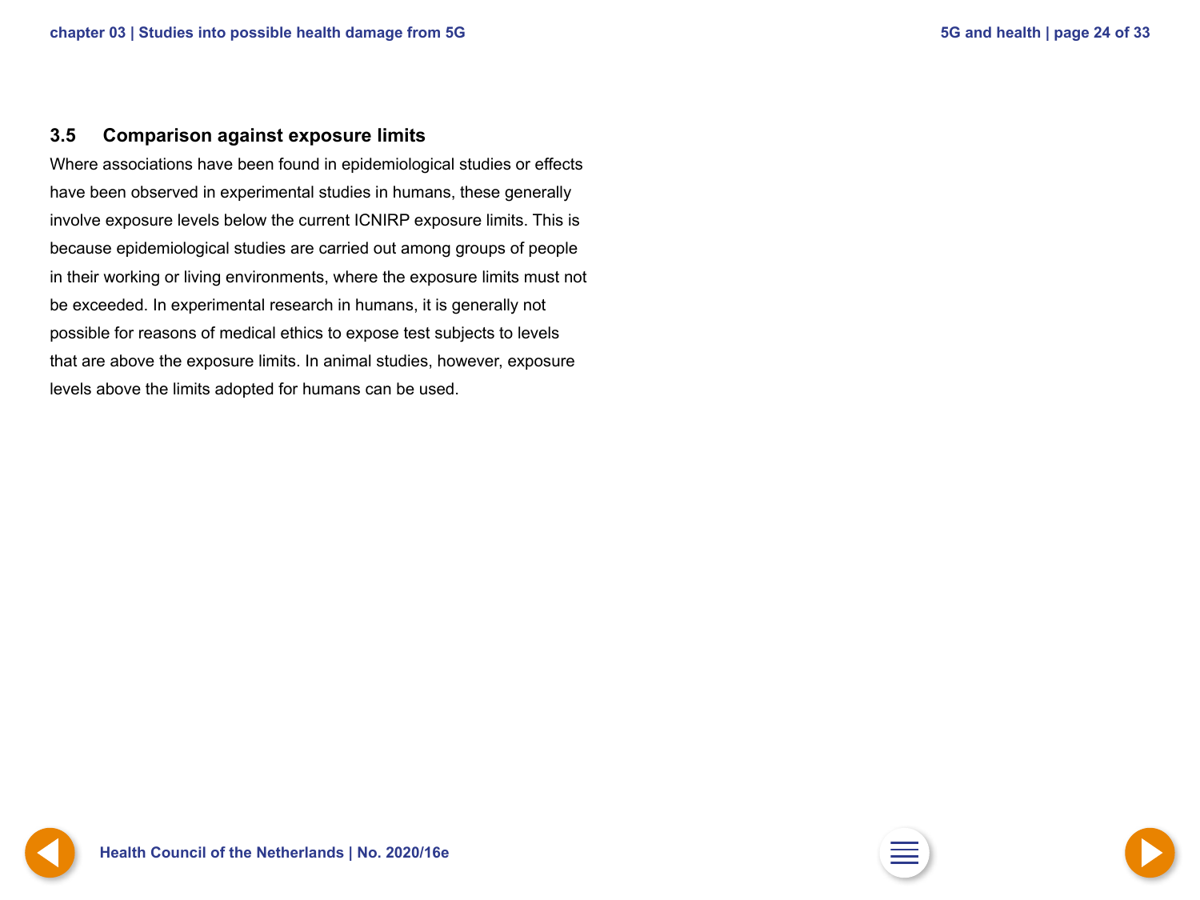### 3.5 Comparison against exposure limits

Where associations have been found in epidemiological studies or effects have been observed in experimental studies in humans, these generally involve exposure levels below the current ICNIRP exposure limits. This is because epidemiological studies are carried out among groups of people in their working or living environments, where the exposure limits must not be exceeded. In experimental research in humans, it is generally not possible for reasons of medical ethics to expose test subjects to levels that are above the exposure limits. In animal studies, however, exposure levels above the limits adopted for humans can be used.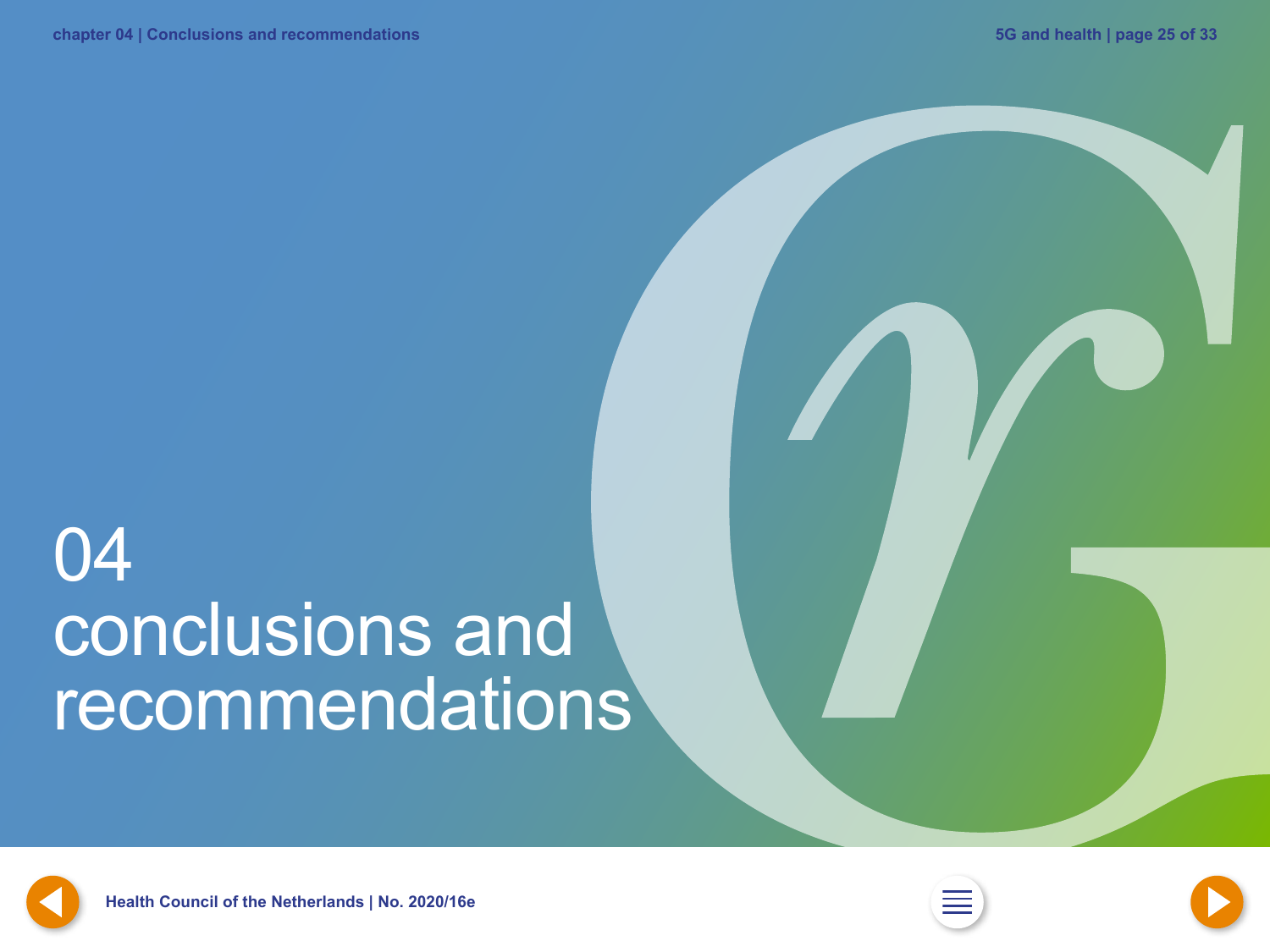# 04 conclusions and recommendations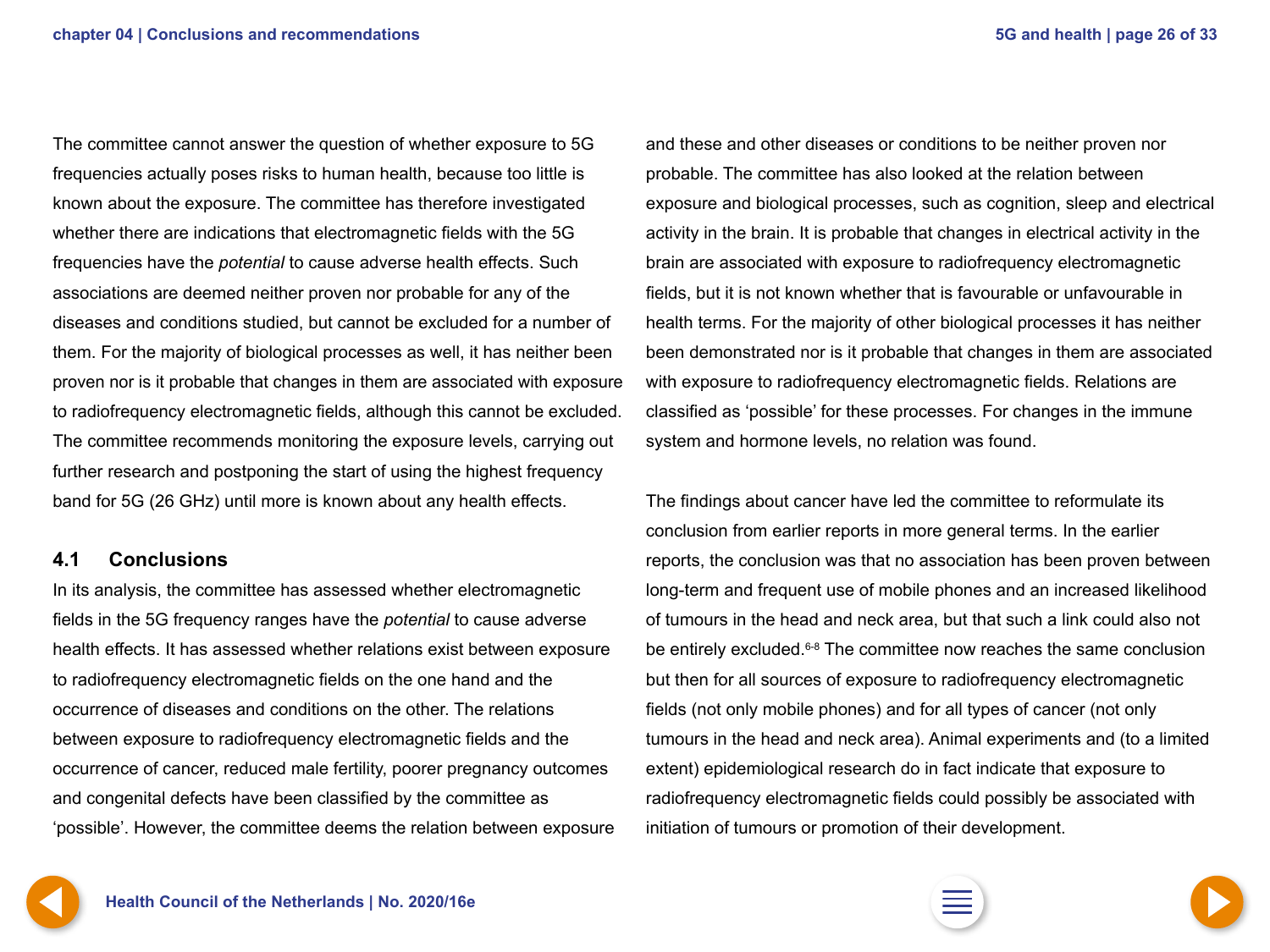The committee cannot answer the question of whether exposure to 5G frequencies actually poses risks to human health, because too little is known about the exposure. The committee has therefore investigated whether there are indications that electromagnetic fields with the 5G frequencies have the *potential* to cause adverse health effects. Such associations are deemed neither proven nor probable for any of the diseases and conditions studied, but cannot be excluded for a number of them. For the majority of biological processes as well, it has neither been proven nor is it probable that changes in them are associated with exposure to radiofrequency electromagnetic fields, although this cannot be excluded. The committee recommends monitoring the exposure levels, carrying out further research and postponing the start of using the highest frequency band for 5G (26 GHz) until more is known about any health effects.

## 4.1 Conclusions

In its analysis, the committee has assessed whether electromagnetic fields in the 5G frequency ranges have the *potential* to cause adverse health effects. It has assessed whether relations exist between exposure to radiofrequency electromagnetic fields on the one hand and the occurrence of diseases and conditions on the other. The relations between exposure to radiofrequency electromagnetic fields and the occurrence of cancer, reduced male fertility, poorer pregnancy outcomes and congenital defects have been classified by the committee as 'possible'. However, the committee deems the relation between exposure and these and other diseases or conditions to be neither proven nor probable. The committee has also looked at the relation between exposure and biological processes, such as cognition, sleep and electrical activity in the brain. It is probable that changes in electrical activity in the brain are associated with exposure to radiofrequency electromagnetic fields, but it is not known whether that is favourable or unfavourable in health terms. For the majority of other biological processes it has neither been demonstrated nor is it probable that changes in them are associated with exposure to radiofrequency electromagnetic fields. Relations are classified as 'possible' for these processes. For changes in the immune system and hormone levels, no relation was found.

The findings about cancer have led the committee to reformulate its conclusion from earlier reports in more general terms. In the earlier reports, the conclusion was that no association has been proven between long-term and frequent use of mobile phones and an increased likelihood of tumours in the head and neck area, but that such a link could also not be entirely excluded.[6-8] The committee now reaches the same conclusion but then for all sources of exposure to radiofrequency electromagnetic fields (not only mobile phones) and for all types of cancer (not only tumours in the head and neck area). Animal experiments and (to a limited extent) epidemiological research do in fact indicate that exposure to radiofrequency electromagnetic fields could possibly be associated with initiation of tumours or promotion of their development.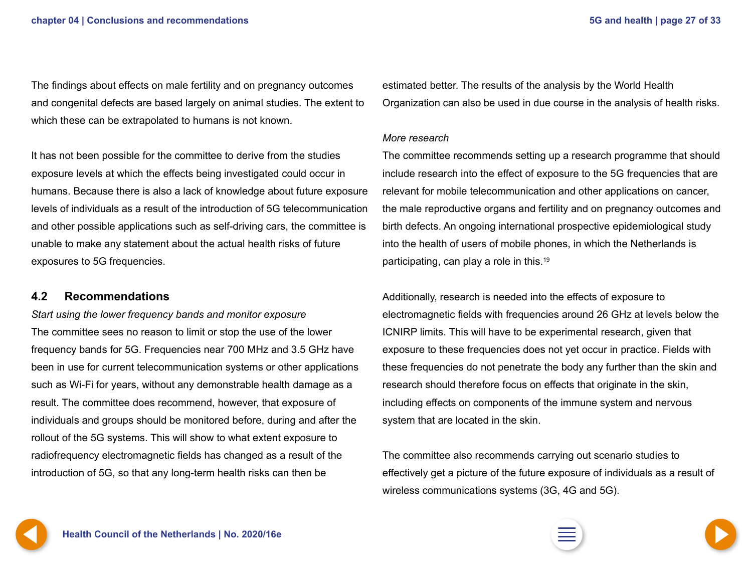The findings about effects on male fertility and on pregnancy outcomes and congenital defects are based largely on animal studies. The extent to which these can be extrapolated to humans is not known.

It has not been possible for the committee to derive from the studies exposure levels at which the effects being investigated could occur in humans. Because there is also a lack of knowledge about future exposure levels of individuals as a result of the introduction of 5G telecommunication and other possible applications such as self-driving cars, the committee is unable to make any statement about the actual health risks of future exposures to 5G frequencies.

## 4.2 Recommendations

*Start using the lower frequency bands and monitor exposure*

The committee sees no reason to limit or stop the use of the lower frequency bands for 5G. Frequencies near 700 MHz and 3.5 GHz have been in use for current telecommunication systems or other applications such as Wi-Fi for years, without any demonstrable health damage as a result. The committee does recommend, however, that exposure of individuals and groups should be monitored before, during and after the rollout of the 5G systems. This will show to what extent exposure to radiofrequency electromagnetic fields has changed as a result of the introduction of 5G, so that any long-term health risks can then be estimated better. The results of the analysis by the World Health Organization can also be used in due course in the analysis of health risks.

*More research*

The committee recommends setting up a research programme that should include research into the effect of exposure to the 5G frequencies that are relevant for mobile telecommunication and other applications on cancer, the male reproductive organs and fertility and on pregnancy outcomes and birth defects. An ongoing international prospective epidemiological study into the health of users of mobile phones, in which the Netherlands is participating, can play a role in this.[19]

Additionally, research is needed into the effects of exposure to electromagnetic fields with frequencies around 26 GHz at levels below the ICNIRP limits. This will have to be experimental research, given that exposure to these frequencies does not yet occur in practice. Fields with these frequencies do not penetrate the body any further than the skin and research should therefore focus on effects that originate in the skin, including effects on components of the immune system and nervous system that are located in the skin.

The committee also recommends carrying out scenario studies to effectively get a picture of the future exposure of individuals as a result of wireless communications systems (3G, 4G and 5G).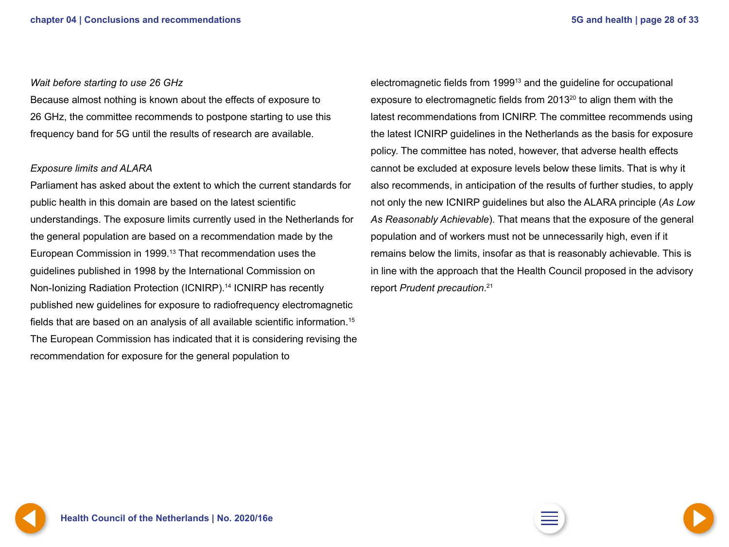*Wait before starting to use 26 GHz*

Because almost nothing is known about the effects of exposure to 26 GHz, the committee recommends to postpone starting to use this frequency band for 5G until the results of research are available.

*Exposure limits and ALARA*

Parliament has asked about the extent to which the current standards for public health in this domain are based on the latest scientific understandings. The exposure limits currently used in the Netherlands for the general population are based on a recommendation made by the European Commission in 1999.[13] That recommendation uses the guidelines published in 1998 by the International Commission on Non-Ionizing Radiation Protection (ICNIRP).[14] ICNIRP has recently published new guidelines for exposure to radiofrequency electromagnetic fields that are based on an analysis of all available scientific information.[15] The European Commission has indicated that it is considering revising the recommendation for exposure for the general population to electromagnetic fields from 1999[13] and the guideline for occupational exposure to electromagnetic fields from 2013[20] to align them with the latest recommendations from ICNIRP. The committee recommends using the latest ICNIRP guidelines in the Netherlands as the basis for exposure policy. The committee has noted, however, that adverse health effects cannot be excluded at exposure levels below these limits. That is why it also recommends, in anticipation of the results of further studies, to apply not only the new ICNIRP guidelines but also the ALARA principle (*As Low As Reasonably Achievable*). That means that the exposure of the general population and of workers must not be unnecessarily high, even if it remains below the limits, insofar as that is reasonably achievable. This is in line with the approach that the Health Council proposed in the advisory report *Prudent precaution*.[21]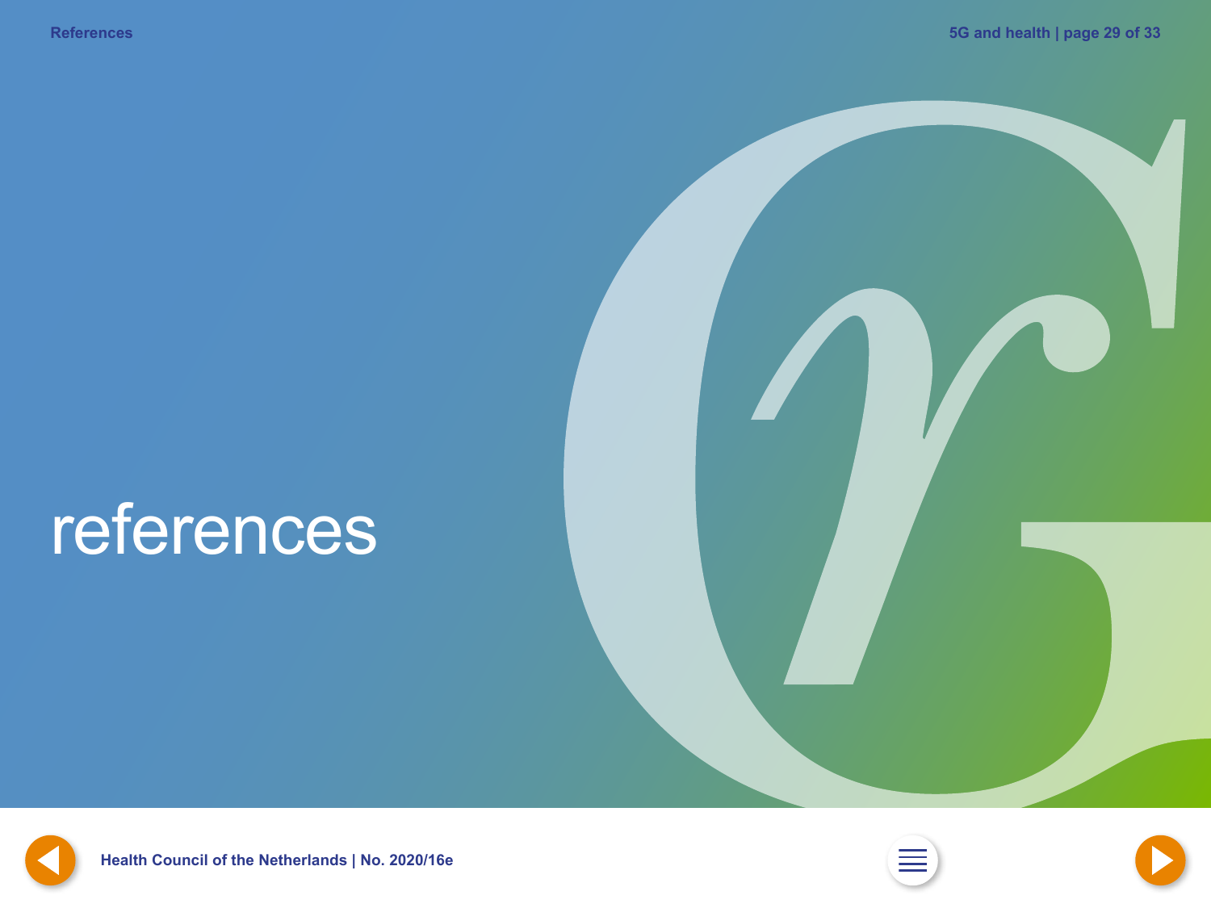# references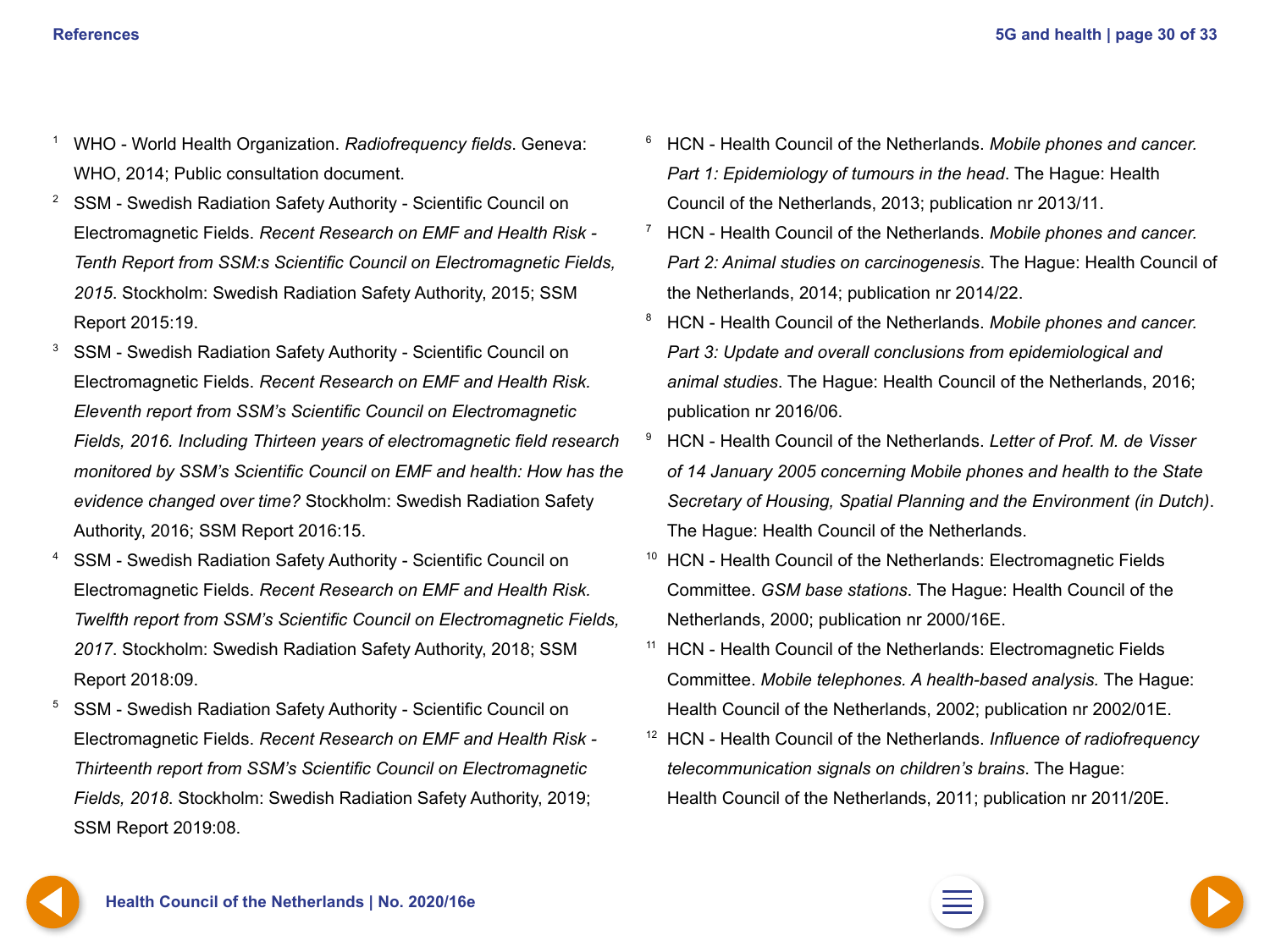1. WHO - World Health Organization. *Radiofrequency fields*. Geneva: WHO, 2014; Public consultation document.
2. SSM - Swedish Radiation Safety Authority - Scientific Council on Electromagnetic Fields. *Recent Research on EMF and Health Risk - Tenth Report from SSM:s Scientific Council on Electromagnetic Fields, 2015*. Stockholm: Swedish Radiation Safety Authority, 2015; SSM Report 2015:19.
3. SSM - Swedish Radiation Safety Authority - Scientific Council on Electromagnetic Fields. *Recent Research on EMF and Health Risk. Eleventh report from SSM's Scientific Council on Electromagnetic Fields, 2016. Including Thirteen years of electromagnetic field research monitored by SSM's Scientific Council on EMF and health: How has the evidence changed over time?* Stockholm: Swedish Radiation Safety Authority, 2016; SSM Report 2016:15.
4. SSM - Swedish Radiation Safety Authority - Scientific Council on Electromagnetic Fields. *Recent Research on EMF and Health Risk. Twelfth report from SSM's Scientific Council on Electromagnetic Fields, 2017*. Stockholm: Swedish Radiation Safety Authority, 2018; SSM Report 2018:09.
5. SSM - Swedish Radiation Safety Authority - Scientific Council on Electromagnetic Fields. *Recent Research on EMF and Health Risk - Thirteenth report from SSM's Scientific Council on Electromagnetic Fields, 2018*. Stockholm: Swedish Radiation Safety Authority, 2019; SSM Report 2019:08.
6. HCN - Health Council of the Netherlands. *Mobile phones and cancer. Part 1: Epidemiology of tumours in the head*. The Hague: Health Council of the Netherlands, 2013; publication nr 2013/11.
7. HCN - Health Council of the Netherlands. *Mobile phones and cancer. Part 2: Animal studies on carcinogenesis*. The Hague: Health Council of the Netherlands, 2014; publication nr 2014/22.
8. HCN - Health Council of the Netherlands. *Mobile phones and cancer. Part 3: Update and overall conclusions from epidemiological and animal studies*. The Hague: Health Council of the Netherlands, 2016; publication nr 2016/06.
9. HCN - Health Council of the Netherlands. *Letter of Prof. M. de Visser of 14 January 2005 concerning Mobile phones and health to the State Secretary of Housing, Spatial Planning and the Environment (in Dutch)*. The Hague: Health Council of the Netherlands.
10. HCN - Health Council of the Netherlands: Electromagnetic Fields Committee. *GSM base stations*. The Hague: Health Council of the Netherlands, 2000; publication nr 2000/16E.
11. HCN - Health Council of the Netherlands: Electromagnetic Fields Committee. *Mobile telephones. A health-based analysis.* The Hague: Health Council of the Netherlands, 2002; publication nr 2002/01E.
12. HCN - Health Council of the Netherlands. *Influence of radiofrequency telecommunication signals on children's brains*. The Hague: Health Council of the Netherlands, 2011; publication nr 2011/20E.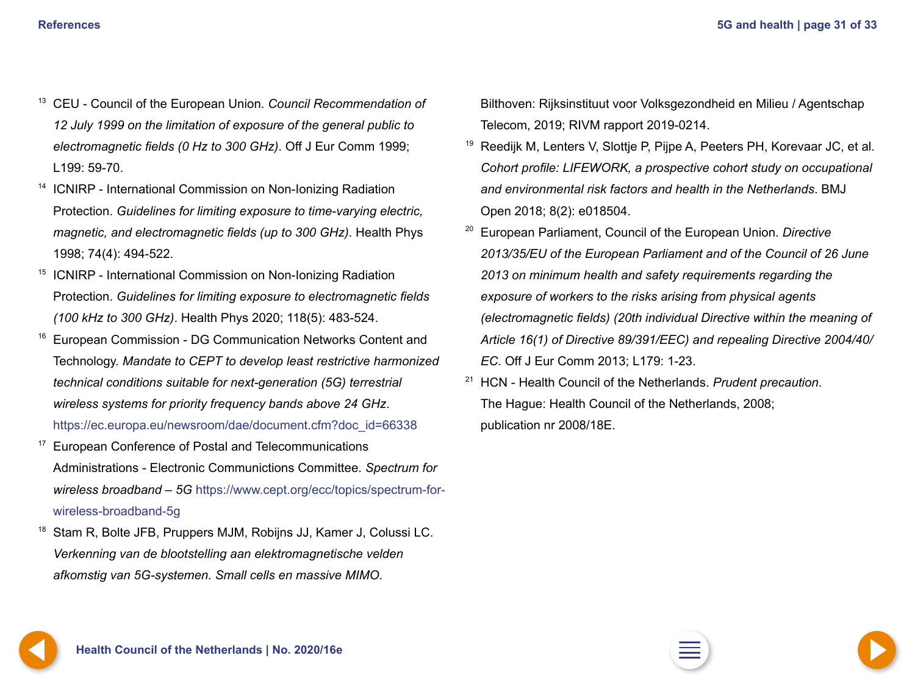13. CEU - Council of the European Union. *Council Recommendation of 12 July 1999 on the limitation of exposure of the general public to electromagnetic fields (0 Hz to 300 GHz)*. Off J Eur Comm 1999; L199: 59-70.
14. ICNIRP - International Commission on Non-Ionizing Radiation Protection. *Guidelines for limiting exposure to time-varying electric, magnetic, and electromagnetic fields (up to 300 GHz)*. Health Phys 1998; 74(4): 494-522.
15. ICNIRP - International Commission on Non-Ionizing Radiation Protection. *Guidelines for limiting exposure to electromagnetic fields (100 kHz to 300 GHz)*. Health Phys 2020; 118(5): 483-524.
16. European Commission - DG Communication Networks Content and Technology. *Mandate to CEPT to develop least restrictive harmonized technical conditions suitable for next-generation (5G) terrestrial wireless systems for priority frequency bands above 24 GHz*. https://ec.europa.eu/newsroom/dae/document.cfm?doc_id=66338
17. European Conference of Postal and Telecommunications Administrations - Electronic Communictions Committee. *Spectrum for wireless broadband – 5G* https://www.cept.org/ecc/topics/spectrum-for-wireless-broadband-5g
18. Stam R, Bolte JFB, Pruppers MJM, Robijns JJ, Kamer J, Colussi LC. *Verkenning van de blootstelling aan elektromagnetische velden afkomstig van 5G-systemen. Small cells en massive MIMO*. Bilthoven: Rijksinstituut voor Volksgezondheid en Milieu / Agentschap Telecom, 2019; RIVM rapport 2019-0214.
19. Reedijk M, Lenters V, Slottje P, Pijpe A, Peeters PH, Korevaar JC, et al. *Cohort profile: LIFEWORK, a prospective cohort study on occupational and environmental risk factors and health in the Netherlands*. BMJ Open 2018; 8(2): e018504.
20. European Parliament, Council of the European Union. *Directive 2013/35/EU of the European Parliament and of the Council of 26 June 2013 on minimum health and safety requirements regarding the exposure of workers to the risks arising from physical agents (electromagnetic fields) (20th individual Directive within the meaning of Article 16(1) of Directive 89/391/EEC) and repealing Directive 2004/40/EC*. Off J Eur Comm 2013; L179: 1-23.
21. HCN - Health Council of the Netherlands. *Prudent precaution*. The Hague: Health Council of the Netherlands, 2008; publication nr 2008/18E.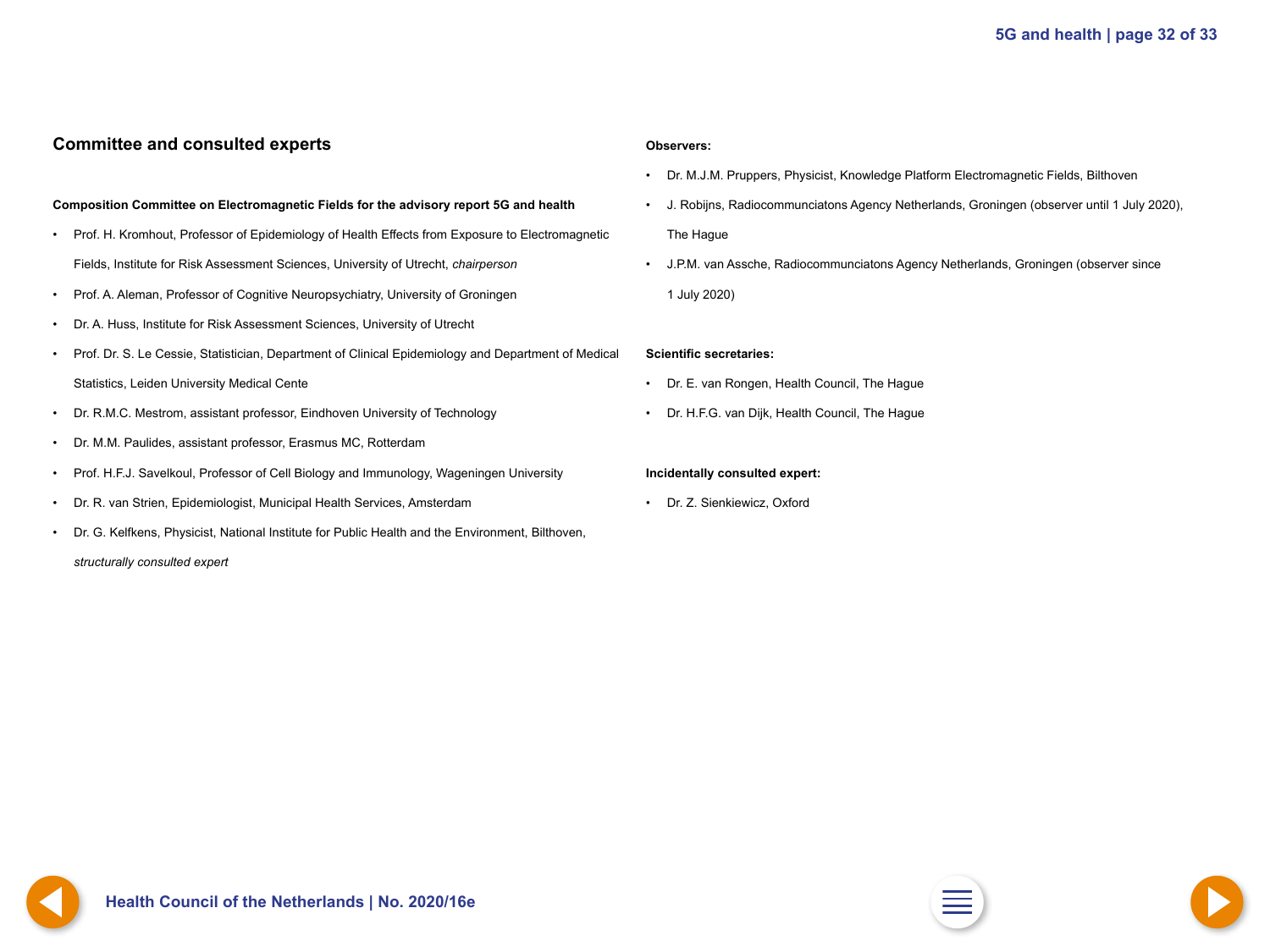## Committee and consulted experts

**Composition Committee on Electromagnetic Fields for the advisory report 5G and health**

- Prof. H. Kromhout, Professor of Epidemiology of Health Effects from Exposure to Electromagnetic Fields, Institute for Risk Assessment Sciences, University of Utrecht, *chairperson*
- Prof. A. Aleman, Professor of Cognitive Neuropsychiatry, University of Groningen
- Dr. A. Huss, Institute for Risk Assessment Sciences, University of Utrecht
- Prof. Dr. S. Le Cessie, Statistician, Department of Clinical Epidemiology and Department of Medical Statistics, Leiden University Medical Cente
- Dr. R.M.C. Mestrom, assistant professor, Eindhoven University of Technology
- Dr. M.M. Paulides, assistant professor, Erasmus MC, Rotterdam
- Prof. H.F.J. Savelkoul, Professor of Cell Biology and Immunology, Wageningen University
- Dr. R. van Strien, Epidemiologist, Municipal Health Services, Amsterdam
- Dr. G. Kelfkens, Physicist, National Institute for Public Health and the Environment, Bilthoven, *structurally consulted expert*

**Observers:**

- Dr. M.J.M. Pruppers, Physicist, Knowledge Platform Electromagnetic Fields, Bilthoven
- J. Robijns, Radiocommunciatons Agency Netherlands, Groningen (observer until 1 July 2020), The Hague
- J.P.M. van Assche, Radiocommunciatons Agency Netherlands, Groningen (observer since 1 July 2020)

**Scientific secretaries:**

- Dr. E. van Rongen, Health Council, The Hague
- Dr. H.F.G. van Dijk, Health Council, The Hague

**Incidentally consulted expert:**

- Dr. Z. Sienkiewicz, Oxford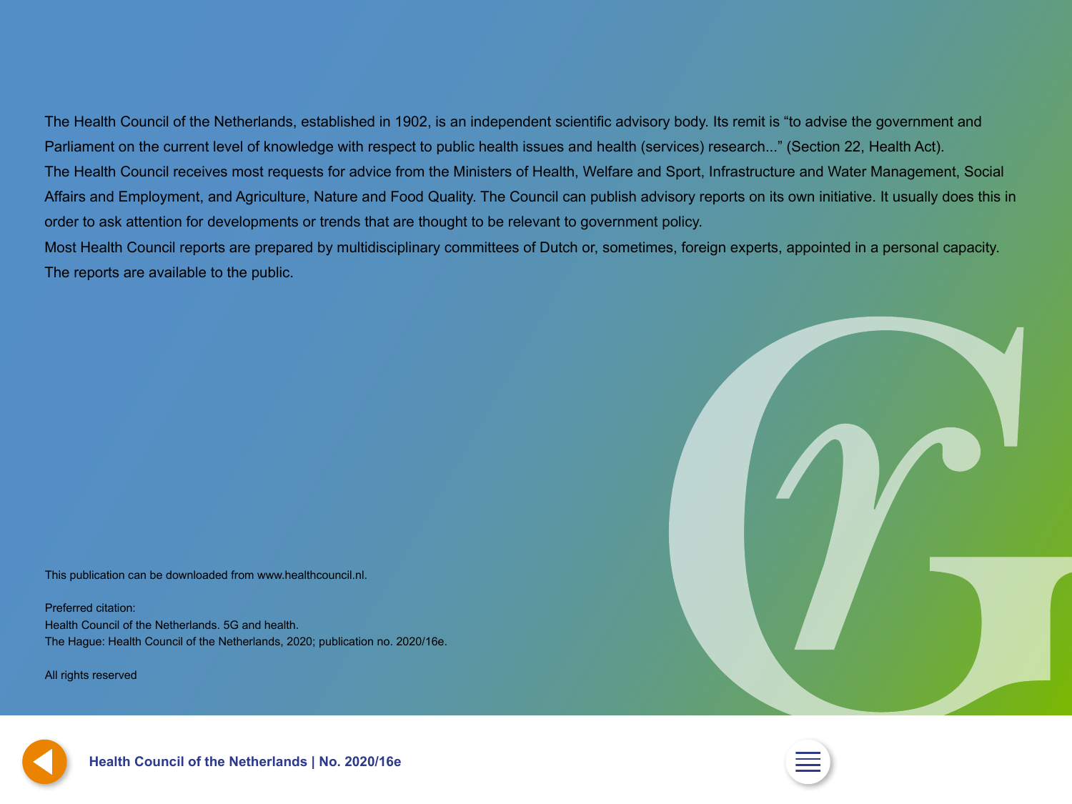The Health Council of the Netherlands, established in 1902, is an independent scientific advisory body. Its remit is "to advise the government and Parliament on the current level of knowledge with respect to public health issues and health (services) research..." (Section 22, Health Act).

The Health Council receives most requests for advice from the Ministers of Health, Welfare and Sport, Infrastructure and Water Management, Social Affairs and Employment, and Agriculture, Nature and Food Quality. The Council can publish advisory reports on its own initiative. It usually does this in order to ask attention for developments or trends that are thought to be relevant to government policy.

Most Health Council reports are prepared by multidisciplinary committees of Dutch or, sometimes, foreign experts, appointed in a personal capacity. The reports are available to the public.

This publication can be downloaded from www.healthcouncil.nl.

Preferred citation:
Health Council of the Netherlands. 5G and health.
The Hague: Health Council of the Netherlands, 2020; publication no. 2020/16e.

All rights reserved